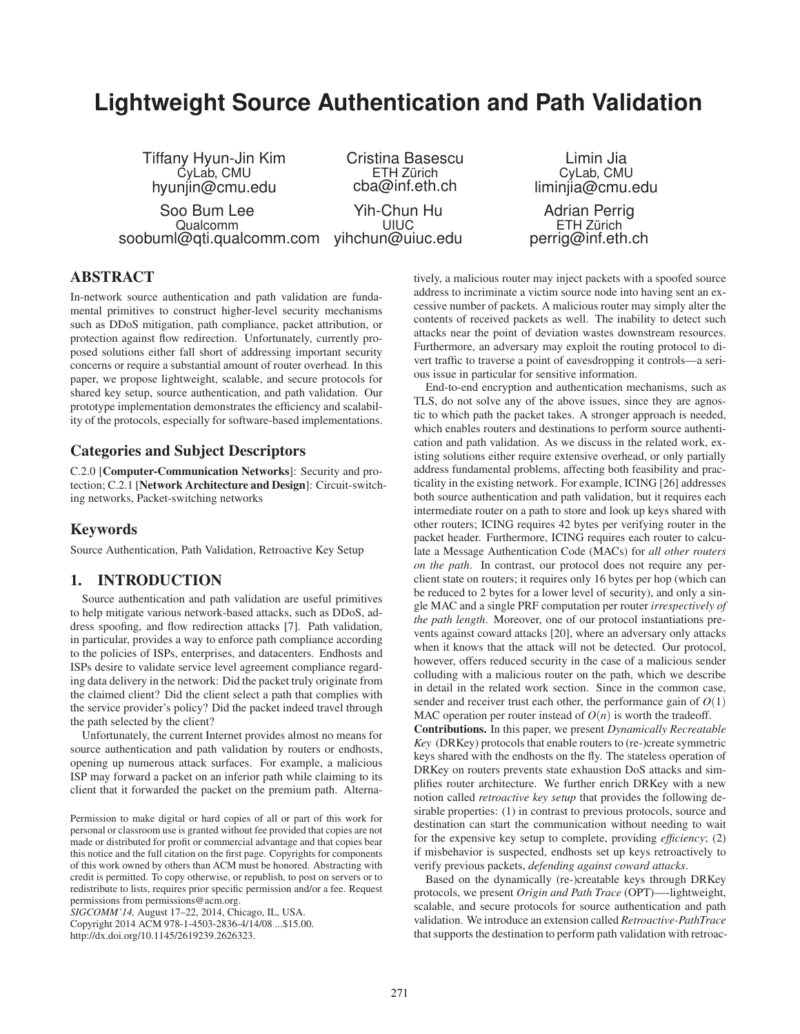# Lightweight Source Authentication and Path Validation

Tiffany Hyun-Jin Kim
CyLab, CMU
hyunjin@cmu.edu

Cristina Basescu
ETH Zürich
cba@inf.eth.ch

Limin Jia
CyLab, CMU
liminjia@cmu.edu

Soo Bum Lee
Qualcomm
soobuml@qti.qualcomm.com

Yih-Chun Hu
UIUC
yihchun@uiuc.edu

Adrian Perrig
ETH Zürich
perrig@inf.eth.ch

## ABSTRACT

In-network source authentication and path validation are fundamental primitives to construct higher-level security mechanisms such as DDoS mitigation, path compliance, packet attribution, or protection against flow redirection. Unfortunately, currently proposed solutions either fall short of addressing important security concerns or require a substantial amount of router overhead. In this paper, we propose lightweight, scalable, and secure protocols for shared key setup, source authentication, and path validation. Our prototype implementation demonstrates the efficiency and scalability of the protocols, especially for software-based implementations.

### Categories and Subject Descriptors

C.2.0 [**Computer-Communication Networks**]: Security and protection; C.2.1 [**Network Architecture and Design**]: Circuit-switching networks, Packet-switching networks

### Keywords

Source Authentication, Path Validation, Retroactive Key Setup

## 1. INTRODUCTION

Source authentication and path validation are useful primitives to help mitigate various network-based attacks, such as DDoS, address spoofing, and flow redirection attacks [7]. Path validation, in particular, provides a way to enforce path compliance according to the policies of ISPs, enterprises, and datacenters. Endhosts and ISPs desire to validate service level agreement compliance regarding data delivery in the network: Did the packet truly originate from the claimed client? Did the client select a path that complies with the service provider's policy? Did the packet indeed travel through the path selected by the client?

Unfortunately, the current Internet provides almost no means for source authentication and path validation by routers or endhosts, opening up numerous attack surfaces. For example, a malicious ISP may forward a packet on an inferior path while claiming to its client that it forwarded the packet on the premium path. Alternatively, a malicious router may inject packets with a spoofed source address to incriminate a victim source node into having sent an excessive number of packets. A malicious router may simply alter the contents of received packets as well. The inability to detect such attacks near the point of deviation wastes downstream resources. Furthermore, an adversary may exploit the routing protocol to divert traffic to traverse a point of eavesdropping it controls—a serious issue in particular for sensitive information.

End-to-end encryption and authentication mechanisms, such as TLS, do not solve any of the above issues, since they are agnostic to which path the packet takes. A stronger approach is needed, which enables routers and destinations to perform source authentication and path validation. As we discuss in the related work, existing solutions either require extensive overhead, or only partially address fundamental problems, affecting both feasibility and practicality in the existing network. For example, ICING [26] addresses both source authentication and path validation, but it requires each intermediate router on a path to store and look up keys shared with other routers; ICING requires 42 bytes per verifying router in the packet header. Furthermore, ICING requires each router to calculate a Message Authentication Code (MACs) for *all other routers on the path*. In contrast, our protocol does not require any per-client state on routers; it requires only 16 bytes per hop (which can be reduced to 2 bytes for a lower level of security), and only a single MAC and a single PRF computation per router *irrespectively of the path length*. Moreover, one of our protocol instantiations prevents against coward attacks [20], where an adversary only attacks when it knows that the attack will not be detected. Our protocol, however, offers reduced security in the case of a malicious sender colluding with a malicious router on the path, which we describe in detail in the related work section. Since in the common case, sender and receiver trust each other, the performance gain of $O(1)$ MAC operation per router instead of $O(n)$ is worth the tradeoff.

**Contributions.** In this paper, we present *Dynamically Recreatable Key* (DRKey) protocols that enable routers to (re-)create symmetric keys shared with the endhosts on the fly. The stateless operation of DRKey on routers prevents state exhaustion DoS attacks and simplifies router architecture. We further enrich DRKey with a new notion called *retroactive key setup* that provides the following desirable properties: (1) in contrast to previous protocols, source and destination can start the communication without needing to wait for the expensive key setup to complete, providing *efficiency*; (2) if misbehavior is suspected, endhosts set up keys retroactively to verify previous packets, *defending against coward attacks*.

Based on the dynamically (re-)creatable keys through DRKey protocols, we present *Origin and Path Trace* (OPT)—-lightweight, scalable, and secure protocols for source authentication and path validation. We introduce an extension called *Retroactive-PathTrace* that supports the destination to perform path validation with retroac-

Permission to make digital or hard copies of all or part of this work for personal or classroom use is granted without fee provided that copies are not made or distributed for profit or commercial advantage and that copies bear this notice and the full citation on the first page. Copyrights for components of this work owned by others than ACM must be honored. Abstracting with credit is permitted. To copy otherwise, or republish, to post on servers or to redistribute to lists, requires prior specific permission and/or a fee. Request permissions from permissions@acm.org.
*SIGCOMM'14,* August 17–22, 2014, Chicago, IL, USA.
Copyright 2014 ACM 978-1-4503-2836-4/14/08 ...$15.00.
http://dx.doi.org/10.1145/2619239.2626323.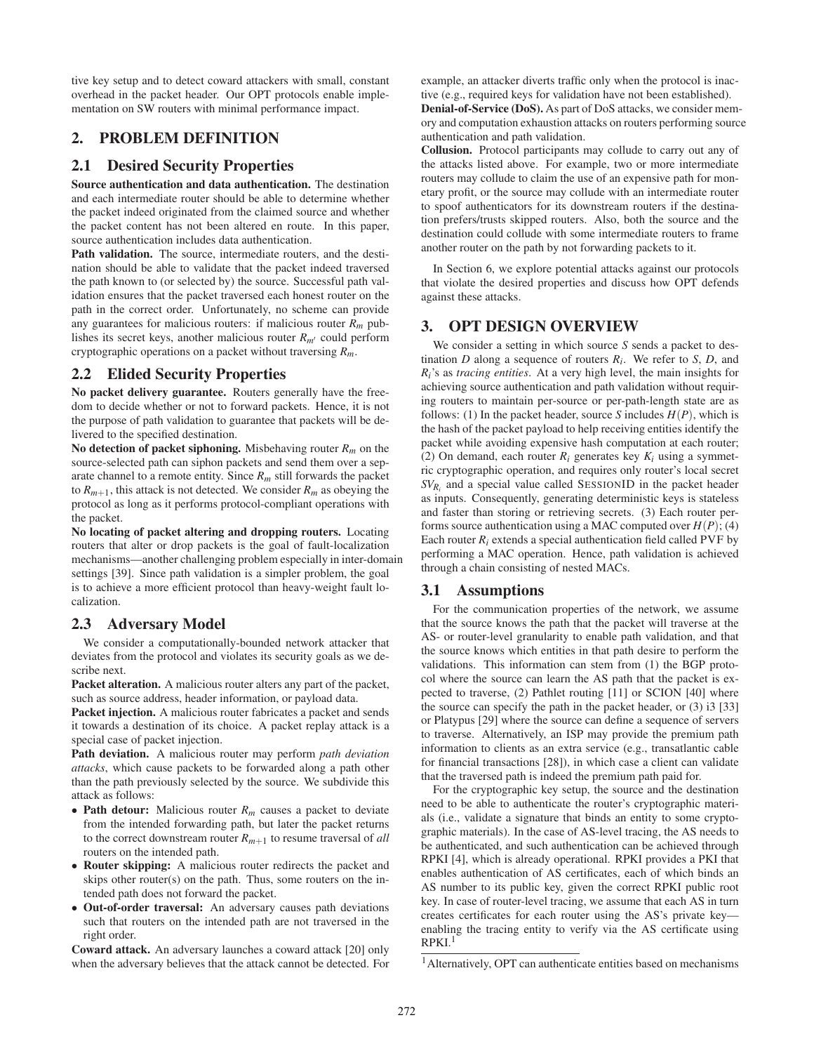tive key setup and to detect coward attackers with small, constant overhead in the packet header. Our OPT protocols enable implementation on SW routers with minimal performance impact.

## 2. PROBLEM DEFINITION

### 2.1 Desired Security Properties

**Source authentication and data authentication.** The destination and each intermediate router should be able to determine whether the packet indeed originated from the claimed source and whether the packet content has not been altered en route. In this paper, source authentication includes data authentication.

**Path validation.** The source, intermediate routers, and the destination should be able to validate that the packet indeed traversed the path known to (or selected by) the source. Successful path validation ensures that the packet traversed each honest router on the path in the correct order. Unfortunately, no scheme can provide any guarantees for malicious routers: if malicious router $R_m$ publishes its secret keys, another malicious router $R_{m'}$ could perform cryptographic operations on a packet without traversing $R_m$.

### 2.2 Elided Security Properties

**No packet delivery guarantee.** Routers generally have the freedom to decide whether or not to forward packets. Hence, it is not the purpose of path validation to guarantee that packets will be delivered to the specified destination.

**No detection of packet siphoning.** Misbehaving router $R_m$ on the source-selected path can siphon packets and send them over a separate channel to a remote entity. Since $R_m$ still forwards the packet to $R_{m+1}$, this attack is not detected. We consider $R_m$ as obeying the protocol as long as it performs protocol-compliant operations with the packet.

**No locating of packet altering and dropping routers.** Locating routers that alter or drop packets is the goal of fault-localization mechanisms—another challenging problem especially in inter-domain settings [39]. Since path validation is a simpler problem, the goal is to achieve a more efficient protocol than heavy-weight fault localization.

### 2.3 Adversary Model

We consider a computationally-bounded network attacker that deviates from the protocol and violates its security goals as we describe next.

**Packet alteration.** A malicious router alters any part of the packet, such as source address, header information, or payload data.

**Packet injection.** A malicious router fabricates a packet and sends it towards a destination of its choice. A packet replay attack is a special case of packet injection.

**Path deviation.** A malicious router may perform *path deviation attacks*, which cause packets to be forwarded along a path other than the path previously selected by the source. We subdivide this attack as follows:

- **Path detour:** Malicious router $R_m$ causes a packet to deviate from the intended forwarding path, but later the packet returns to the correct downstream router $R_{m+1}$ to resume traversal of *all* routers on the intended path.
- **Router skipping:** A malicious router redirects the packet and skips other router(s) on the path. Thus, some routers on the intended path does not forward the packet.
- **Out-of-order traversal:** An adversary causes path deviations such that routers on the intended path are not traversed in the right order.

**Coward attack.** An adversary launches a coward attack [20] only when the adversary believes that the attack cannot be detected. For example, an attacker diverts traffic only when the protocol is inactive (e.g., required keys for validation have not been established).

**Denial-of-Service (DoS).** As part of DoS attacks, we consider memory and computation exhaustion attacks on routers performing source authentication and path validation.

**Collusion.** Protocol participants may collude to carry out any of the attacks listed above. For example, two or more intermediate routers may collude to claim the use of an expensive path for monetary profit, or the source may collude with an intermediate router to spoof authenticators for its downstream routers if the destination prefers/trusts skipped routers. Also, both the source and the destination could collude with some intermediate routers to frame another router on the path by not forwarding packets to it.

In Section 6, we explore potential attacks against our protocols that violate the desired properties and discuss how OPT defends against these attacks.

## 3. OPT DESIGN OVERVIEW

We consider a setting in which source $S$ sends a packet to destination $D$ along a sequence of routers $R_i$. We refer to $S$, $D$, and $R_i$'s as *tracing entities*. At a very high level, the main insights for achieving source authentication and path validation without requiring routers to maintain per-source or per-path-length state are as follows: (1) In the packet header, source $S$ includes $H(P)$, which is the hash of the packet payload to help receiving entities identify the packet while avoiding expensive hash computation at each router; (2) On demand, each router $R_i$ generates key $K_i$ using a symmetric cryptographic operation, and requires only router's local secret $SV_{R_i}$ and a special value called SESSIONID in the packet header as inputs. Consequently, generating deterministic keys is stateless and faster than storing or retrieving secrets. (3) Each router performs source authentication using a MAC computed over $H(P)$; (4) Each router $R_i$ extends a special authentication field called PVF by performing a MAC operation. Hence, path validation is achieved through a chain consisting of nested MACs.

### 3.1 Assumptions

For the communication properties of the network, we assume that the source knows the path that the packet will traverse at the AS- or router-level granularity to enable path validation, and that the source knows which entities in that path desire to perform the validations. This information can stem from (1) the BGP protocol where the source can learn the AS path that the packet is expected to traverse, (2) Pathlet routing [11] or SCION [40] where the source can specify the path in the packet header, or (3) i3 [33] or Platypus [29] where the source can define a sequence of servers to traverse. Alternatively, an ISP may provide the premium path information to clients as an extra service (e.g., transatlantic cable for financial transactions [28]), in which case a client can validate that the traversed path is indeed the premium path paid for.

For the cryptographic key setup, the source and the destination need to be able to authenticate the router's cryptographic materials (i.e., validate a signature that binds an entity to some cryptographic materials). In the case of AS-level tracing, the AS needs to be authenticated, and such authentication can be achieved through RPKI [4], which is already operational. RPKI provides a PKI that enables authentication of AS certificates, each of which binds an AS number to its public key, given the correct RPKI public root key. In case of router-level tracing, we assume that each AS in turn creates certificates for each router using the AS's private key—enabling the tracing entity to verify via the AS certificate using RPKI.[1]

[1] Alternatively, OPT can authenticate entities based on mechanisms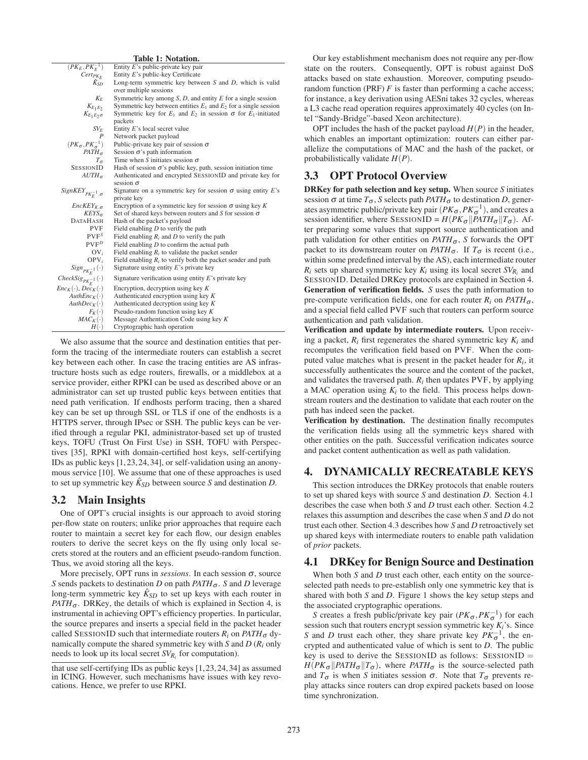**Table 1: Notation.**

| | |
|---|---|
| $(PK_E, PK_E^{-1})$ | Entity $E$'s public-private key pair |
| $Cert_{PK_E}$ | Entity $E$'s public-key Certificate |
| $\hat{K}_{SD}$ | Long-term symmetric key between $S$ and $D$, which is valid over multiple sessions |
| $K_E$ | Symmetric key among $S$, $D$, and entity $E$ for a single session |
| $K_{E_1E_2}$ | Symmetric key between entities $E_1$ and $E_2$ for a single session |
| $K_{E_1E_2\sigma}$ | Symmetric key for $E_1$ and $E_2$ in session $\sigma$ for $E_1$-initiated packets |
| $SV_E$ | Entity $E$'s local secret value |
| $P$ | Network packet payload |
| $(PK_\sigma, PK_\sigma^{-1})$ | Public-private key pair of session $\sigma$ |
| $PATH_\sigma$ | Session $\sigma$'s path information |
| $T_\sigma$ | Time when $S$ initiates session $\sigma$ |
| SESSIONID | Hash of session $\sigma$'s public key, path, session initiation time |
| $AUTH_\sigma$ | Authenticated and encrypted SESSIONID and private key for session $\sigma$ |
| $SignKEY_{PK_E^{-1},\sigma}$ | Signature on a symmetric key for session $\sigma$ using entity $E$'s private key |
| $EncKEY_{K,\sigma}$ | Encryption of a symmetric key for session $\sigma$ using key $K$ |
| $KEYS_\sigma$ | Set of shared keys between routers and $S$ for session $\sigma$ |
| DATAHASH | Hash of the packet's payload |
| PVF | Field enabling $D$ to verify the path |
| $\text{PVF}^S$ | Field enabling $R_i$ and $D$ to verify the path |
| $\text{PVF}^D$ | Field enabling $D$ to confirm the actual path |
| $\text{OV}_i$ | Field enabling $R_i$ to validate the packet sender |
| $\text{OPV}_i$ | Field enabling $R_i$ to verify both the packet sender and path |
| $Sign_{PK_E^{-1}}(\cdot)$ | Signature using entity $E$'s private key |
| $CheckSig_{PK_E^{-1}}(\cdot)$ | Signature verification using entity $E$'s private key |
| $Enc_K(\cdot)$, $Dec_K(\cdot)$ | Encryption, decryption using key $K$ |
| $AuthEnc_K(\cdot)$ | Authenticated encryption using key $K$ |
| $AuthDec_K(\cdot)$ | Authenticated decryption using key $K$ |
| $F_K(\cdot)$ | Pseudo-random function using key $K$ |
| $MAC_K(\cdot)$ | Message Authentication Code using key $K$ |
| $H(\cdot)$ | Cryptographic hash operation |

We also assume that the source and destination entities that perform the tracing of the intermediate routers can establish a secret key between each other. In case the tracing entities are AS infrastructure hosts such as edge routers, firewalls, or a middlebox at a service provider, either RPKI can be used as described above or an administrator can set up trusted public keys between entities that need path verification. If endhosts perform tracing, then a shared key can be set up through SSL or TLS if one of the endhosts is a HTTPS server, through IPsec or SSH. The public keys can be verified through a regular PKI, administrator-based set up of trusted keys, TOFU (Trust On First Use) in SSH, TOFU with Perspectives [35], RPKI with domain-certified host keys, self-certifying IDs as public keys [1, 23, 24, 34], or self-validation using an anonymous service [10]. We assume that one of these approaches is used to set up symmetric key $\hat{K}_{SD}$ between source $S$ and destination $D$.

## 3.2 Main Insights

One of OPT's crucial insights is our approach to avoid storing per-flow state on routers; unlike prior approaches that require each router to maintain a secret key for each flow, our design enables routers to derive the secret keys on the fly using only local secrets stored at the routers and an efficient pseudo-random function. Thus, we avoid storing all the keys.

More precisely, OPT runs in *sessions*. In each session $\sigma$, source $S$ sends packets to destination $D$ on path $PATH_\sigma$. $S$ and $D$ leverage long-term symmetric key $\hat{K}_{SD}$ to set up keys with each router in $PATH_\sigma$. DRKey, the details of which is explained in Section 4, is instrumental in achieving OPT's efficiency properties. In particular, the source prepares and inserts a special field in the packet header called SESSIONID such that intermediate routers $R_i$ on $PATH_\sigma$ dynamically compute the shared symmetric key with $S$ and $D$ ($R_i$ only needs to look up its local secret $SV_{R_i}$ for computation).

that use self-certifying IDs as public keys [1, 23, 24, 34] as assumed in ICING. However, such mechanisms have issues with key revocations. Hence, we prefer to use RPKI.

Our key establishment mechanism does not require any per-flow state on the routers. Consequently, OPT is robust against DoS attacks based on state exhaustion. Moreover, computing pseudo-random function (PRF) $F$ is faster than performing a cache access; for instance, a key derivation using AESni takes 32 cycles, whereas a L3 cache read operation requires approximately 40 cycles (on Intel "Sandy-Bridge"-based Xeon architecture).

OPT includes the hash of the packet payload $H(P)$ in the header, which enables an important optimization: routers can either parallelize the computations of MAC and the hash of the packet, or probabilistically validate $H(P)$.

## 3.3 OPT Protocol Overview

**DRKey for path selection and key setup.** When source $S$ initiates session $\sigma$ at time $T_\sigma$, $S$ selects path $PATH_\sigma$ to destination $D$, generates asymmetric public/private key pair $(PK_\sigma, PK_\sigma^{-1})$, and creates a session identifier, where SESSIONID $= H(PK_\sigma \| PATH_\sigma \| T_\sigma)$. After preparing some values that support source authentication and path validation for other entities on $PATH_\sigma$, $S$ forwards the OPT packet to its downstream router on $PATH_\sigma$. If $T_\sigma$ is recent (i.e., within some predefined interval by the AS), each intermediate router $R_i$ sets up shared symmetric key $K_i$ using its local secret $SV_{R_i}$ and SESSIONID. Detailed DRKey protocols are explained in Section 4.

**Generation of verification fields.** $S$ uses the path information to pre-compute verification fields, one for each router $R_i$ on $PATH_\sigma$, and a special field called PVF such that routers can perform source authentication and path validation.

**Verification and update by intermediate routers.** Upon receiving a packet, $R_i$ first regenerates the shared symmetric key $K_i$ and recomputes the verification field based on PVF. When the computed value matches what is present in the packet header for $R_i$, it successfully authenticates the source and the content of the packet, and validates the traversed path. $R_i$ then updates PVF, by applying a MAC operation using $K_i$ to the field. This process helps downstream routers and the destination to validate that each router on the path has indeed seen the packet.

**Verification by destination.** The destination finally recomputes the verification fields using all the symmetric keys shared with other entities on the path. Successful verification indicates source and packet content authentication as well as path validation.

# 4. DYNAMICALLY RECREATABLE KEYS

This section introduces the DRKey protocols that enable routers to set up shared keys with source $S$ and destination $D$. Section 4.1 describes the case when both $S$ and $D$ trust each other. Section 4.2 relaxes this assumption and describes the case when $S$ and $D$ do not trust each other. Section 4.3 describes how $S$ and $D$ retroactively set up shared keys with intermediate routers to enable path validation of *prior* packets.

## 4.1 DRKey for Benign Source and Destination

When both $S$ and $D$ trust each other, each entity on the source-selected path needs to pre-establish only one symmetric key that is shared with both $S$ and $D$. Figure 1 shows the key setup steps and the associated cryptographic operations.

$S$ creates a fresh public/private key pair $(PK_\sigma, PK_\sigma^{-1})$ for each session such that routers encrypt session symmetric key $K_i$'s. Since $S$ and $D$ trust each other, they share private key $PK_\sigma^{-1}$, the encrypted and authenticated value of which is sent to $D$. The public key is used to derive the SESSIONID as follows: SESSIONID $=$ $H(PK_\sigma \| PATH_\sigma \| T_\sigma)$, where $PATH_\sigma$ is the source-selected path and $T_\sigma$ is when $S$ initiates session $\sigma$. Note that $T_\sigma$ prevents replay attacks since routers can drop expired packets based on loose time synchronization.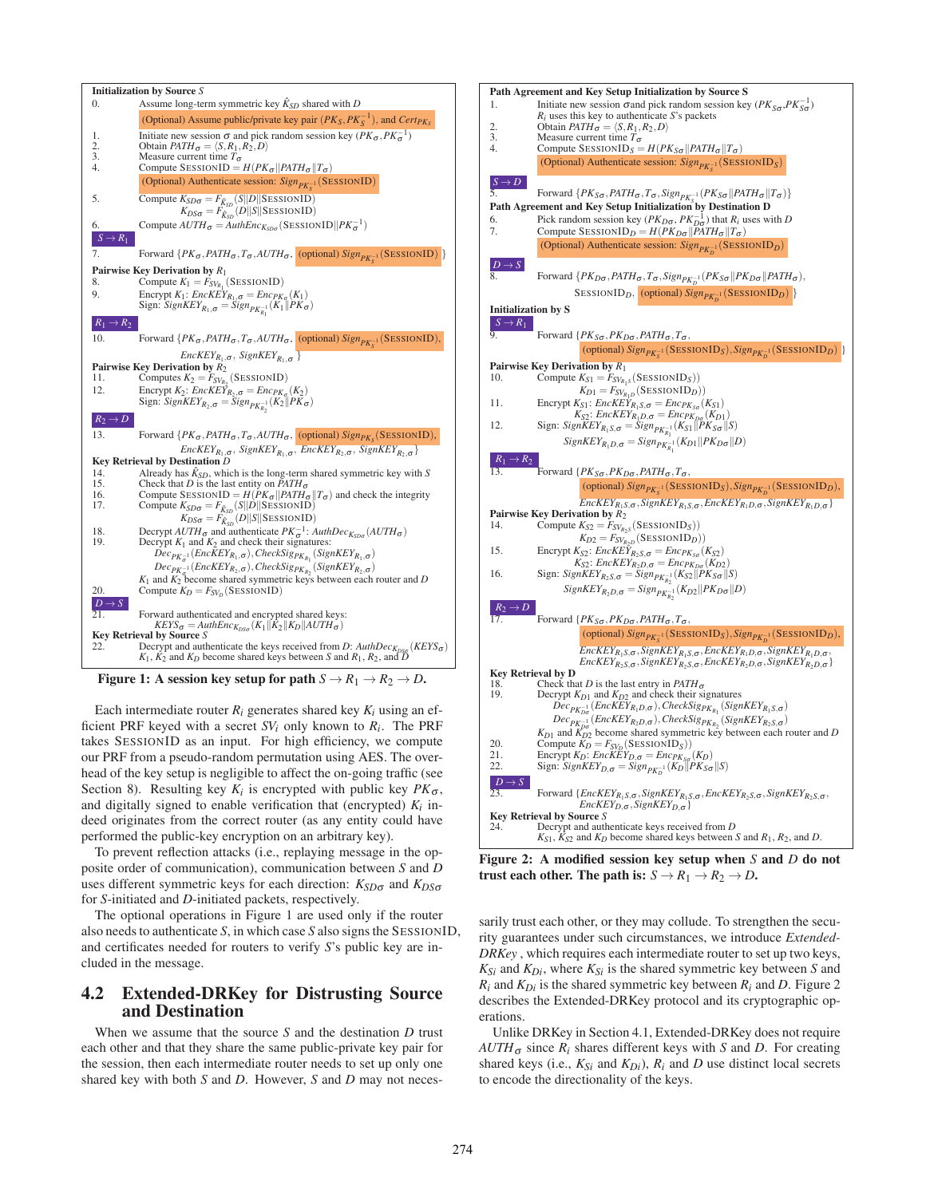**Initialization by Source $S$**

0. Assume long-term symmetric key $\hat{K}_{SD}$ shared with $D$

   (Optional) Assume public/private key pair $(PK_S, PK_S^{-1})$, and $Cert_{PK_S}$

1. Initiate new session $\sigma$ and pick random session key $(PK_\sigma, PK_\sigma^{-1})$
2. Obtain $PATH_\sigma = \langle S, R_1, R_2, D \rangle$
3. Measure current time $T_\sigma$
4. Compute $\text{SESSIONID} = H(PK_\sigma \| PATH_\sigma \| T_\sigma)$

   (Optional) Authenticate session: $Sign_{PK_S^{-1}}(\text{SESSIONID})$

5. Compute $K_{SD\sigma} = F_{\hat{K}_{SD}}(S \| D \| \text{SESSIONID})$
   $K_{DS\sigma} = F_{\hat{K}_{SD}}(D \| S \| \text{SESSIONID})$
6. Compute $AUTH_\sigma = AuthEnc_{K_{SD\sigma}}(\text{SESSIONID} \| PK_\sigma^{-1})$

$S \rightarrow R_1$

7. Forward $\{PK_\sigma, PATH_\sigma, T_\sigma, AUTH_\sigma,$ (optional) $Sign_{PK_S^{-1}}(\text{SESSIONID})\}$

**Pairwise Key Derivation by $R_1$**

8. Compute $K_1 = F_{SV_{R_1}}(\text{SESSIONID})$
9. Encrypt $K_1$: $EncKEY_{R_1,\sigma} = Enc_{PK_\sigma}(K_1)$
   Sign: $SignKEY_{R_1,\sigma} = Sign_{PK_{R_1}^{-1}}(K_1 \| PK_\sigma)$

$R_1 \rightarrow R_2$

10. Forward $\{PK_\sigma, PATH_\sigma, T_\sigma, AUTH_\sigma,$ (optional) $Sign_{PK_S^{-1}}(\text{SESSIONID}),$
    $EncKEY_{R_1,\sigma}$, $SignKEY_{R_1,\sigma}\}$

**Pairwise Key Derivation by $R_2$**

11. Computes $K_2 = F_{SV_{R_2}}(\text{SESSIONID})$
12. Encrypt $K_2$: $EncKEY_{R_2,\sigma} = Enc_{PK_\sigma}(K_2)$
    Sign: $SignKEY_{R_2,\sigma} = Sign_{PK_{R_2}^{-1}}(K_2 \| PK_\sigma)$

$R_2 \rightarrow D$

13. Forward $\{PK_\sigma, PATH_\sigma, T_\sigma, AUTH_\sigma,$ (optional) $Sign_{PK_S}(\text{SESSIONID}),$
    $EncKEY_{R_1,\sigma}$, $SignKEY_{R_1,\sigma}$, $EncKEY_{R_2,\sigma}$, $SignKEY_{R_2,\sigma}\}$

**Key Retrieval by Destination $D$**

14. Already has $\hat{K}_{SD}$, which is the long-term shared symmetric key with $S$
15. Check that $D$ is the last entity on $PATH_\sigma$
16. Compute $\text{SESSIONID} = H(PK_\sigma \| PATH_\sigma \| T_\sigma)$ and check the integrity
17. Compute $K_{SD\sigma} = F_{\hat{K}_{SD}}(S \| D \| \text{SESSIONID})$
    $K_{DS\sigma} = F_{\hat{K}_{SD}}(D \| S \| \text{SESSIONID})$
18. Decrypt $AUTH_\sigma$ and authenticate $PK_\sigma^{-1}$: $AuthDec_{K_{SD\sigma}}(AUTH_\sigma)$
19. Decrypt $K_1$ and $K_2$ and check their signatures:
    $Dec_{PK_\sigma^{-1}}(EncKEY_{R_1,\sigma})$, $CheckSig_{PK_{R_1}}(SignKEY_{R_1,\sigma})$
    $Dec_{PK_\sigma^{-1}}(EncKEY_{R_2,\sigma})$, $CheckSig_{PK_{R_2}}(SignKEY_{R_2,\sigma})$
    $K_1$ and $K_2$ become shared symmetric keys between each router and $D$
20. Compute $K_D = F_{SV_D}(\text{SESSIONID})$

$D \rightarrow S$

21. Forward authenticated and encrypted shared keys:
    $KEYS_\sigma = AuthEnc_{K_{DS\sigma}}(K_1 \| K_2 \| K_D \| AUTH_\sigma)$

**Key Retrieval by Source $S$**

22. Decrypt and authenticate the keys received from $D$: $AuthDec_{K_{DS\sigma}}(KEYS_\sigma)$
    $K_1$, $K_2$ and $K_D$ become shared keys between $S$ and $R_1$, $R_2$, and $D$

**Figure 1: A session key setup for path $S \rightarrow R_1 \rightarrow R_2 \rightarrow D$.**

Each intermediate router $R_i$ generates shared key $K_i$ using an efficient PRF keyed with a secret $SV_i$ only known to $R_i$. The PRF takes SESSIONID as an input. For high efficiency, we compute our PRF from a pseudo-random permutation using AES. The overhead of the key setup is negligible to affect the on-going traffic (see Section 8). Resulting key $K_i$ is encrypted with public key $PK_\sigma$, and digitally signed to enable verification that (encrypted) $K_i$ indeed originates from the correct router (as any entity could have performed the public-key encryption on an arbitrary key).

To prevent reflection attacks (i.e., replaying message in the opposite order of communication), communication between $S$ and $D$ uses different symmetric keys for each direction: $K_{SD\sigma}$ and $K_{DS\sigma}$ for $S$-initiated and $D$-initiated packets, respectively.

The optional operations in Figure 1 are used only if the router also needs to authenticate $S$, in which case $S$ also signs the SESSIONID, and certificates needed for routers to verify $S$'s public key are included in the message.

## 4.2 Extended-DRKey for Distrusting Source and Destination

When we assume that the source $S$ and the destination $D$ trust each other and that they share the same public-private key pair for the session, then each intermediate router needs to set up only one shared key with both $S$ and $D$. However, $S$ and $D$ may not necessarily trust each other, or they may collude. To strengthen the security guarantees under such circumstances, we introduce *Extended-DRKey*, which requires each intermediate router to set up two keys, $K_{Si}$ and $K_{Di}$, where $K_{Si}$ is the shared symmetric key between $S$ and $R_i$ and $K_{Di}$ is the shared symmetric key between $R_i$ and $D$. Figure 2 describes the Extended-DRKey protocol and its cryptographic operations.

Unlike DRKey in Section 4.1, Extended-DRKey does not require $AUTH_\sigma$ since $R_i$ shares different keys with $S$ and $D$. For creating shared keys (i.e., $K_{Si}$ and $K_{Di}$), $R_i$ and $D$ use distinct local secrets to encode the directionality of the keys.

**Path Agreement and Key Setup Initialization by Source S**

1. Initiate new session $\sigma$ and pick random session key $(PK_{S\sigma}, PK_{S\sigma}^{-1})$
   $R_i$ uses this key to authenticate $S$'s packets
2. Obtain $PATH_\sigma = \langle S, R_1, R_2, D \rangle$
3. Measure current time $T_\sigma$
4. Compute $\text{SESSIONID}_S = H(PK_{S\sigma} \| PATH_\sigma \| T_\sigma)$

   (Optional) Authenticate session: $Sign_{PK_S^{-1}}(\text{SESSIONID}_S)$

$S \rightarrow D$

5. Forward $\{PK_{S\sigma}, PATH_\sigma, T_\sigma, Sign_{PK_S^{-1}}(PK_{S\sigma} \| PATH_\sigma \| T_\sigma)\}$

**Path Agreement and Key Setup Initialization by Destination D**

6. Pick random session key $(PK_{D\sigma}, PK_{D\sigma}^{-1})$ that $R_i$ uses with $D$
7. Compute $\text{SESSIONID}_D = H(PK_{D\sigma} \| PATH_\sigma \| T_\sigma)$

   (Optional) Authenticate session: $Sign_{PK_D^{-1}}(\text{SESSIONID}_D)$

$D \rightarrow S$

8. Forward $\{PK_{D\sigma}, PATH_\sigma, T_\sigma, Sign_{PK_D^{-1}}(PK_{S\sigma} \| PK_{D\sigma} \| PATH_\sigma),$
   $\text{SESSIONID}_D$, (optional) $Sign_{PK_D^{-1}}(\text{SESSIONID}_D)\}$

**Initialization by S**

$S \rightarrow R_1$

9. Forward $\{PK_{S\sigma}, PK_{D\sigma}, PATH_\sigma, T_\sigma,$
   (optional) $Sign_{PK_S^{-1}}(\text{SESSIONID}_S), Sign_{PK_D^{-1}}(\text{SESSIONID}_D)\}$

**Pairwise Key Derivation by $R_1$**

10. Compute $K_{S1} = F_{SV_{R_1S}}(\text{SESSIONID}_S))$
    $K_{D1} = F_{SV_{R_1D}}(\text{SESSIONID}_D))$
11. Encrypt $K_{S1}$: $EncKEY_{R_1S,\sigma} = Enc_{PK_{S\sigma}}(K_{S1})$
    $K_{S2}$: $EncKEY_{R_1D,\sigma} = Enc_{PK_{D\sigma}}(K_{D1})$
12. Sign: $SignKEY_{R_1S,\sigma} = Sign_{PK_{R_1}^{-1}}(K_{S1} \| PK_{S\sigma} \| S)$
    $SignKEY_{R_1D,\sigma} = Sign_{PK_{R_1}^{-1}}(K_{D1} \| PK_{D\sigma} \| D)$

$R_1 \rightarrow R_2$

13. Forward $\{PK_{S\sigma}, PK_{D\sigma}, PATH_\sigma, T_\sigma,$
    (optional) $Sign_{PK_S^{-1}}(\text{SESSIONID}_S), Sign_{PK_D^{-1}}(\text{SESSIONID}_D),$
    $EncKEY_{R_1S,\sigma}, SignKEY_{R_1S,\sigma}, EncKEY_{R_1D,\sigma}, SignKEY_{R_1D,\sigma}\}$

**Pairwise Key Derivation by $R_2$**

14. Compute $K_{S2} = F_{SV_{R_2S}}(\text{SESSIONID}_S))$
    $K_{D2} = F_{SV_{R_2D}}(\text{SESSIONID}_D))$
15. Encrypt $K_{S2}$: $EncKEY_{R_2S,\sigma} = Enc_{PK_{S\sigma}}(K_{S2})$
    $K_{S2}$: $EncKEY_{R_2D,\sigma} = Enc_{PK_{D\sigma}}(K_{D2})$
16. Sign: $SignKEY_{R_2S,\sigma} = Sign_{PK_{R_2}^{-1}}(K_{S2} \| PK_{S\sigma} \| S)$
    $SignKEY_{R_2D,\sigma} = Sign_{PK_{R_2}^{-1}}(K_{D2} \| PK_{D\sigma} \| D)$

$R_2 \rightarrow D$

17. Forward $\{PK_{S\sigma}, PK_{D\sigma}, PATH_\sigma, T_\sigma,$
    (optional) $Sign_{PK_S^{-1}}(\text{SESSIONID}_S), Sign_{PK_D^{-1}}(\text{SESSIONID}_D),$
    $EncKEY_{R_1S,\sigma}, SignKEY_{R_1S,\sigma}, EncKEY_{R_1D,\sigma}, SignKEY_{R_1D,\sigma},$
    $EncKEY_{R_2S,\sigma}, SignKEY_{R_2S,\sigma}, EncKEY_{R_2D,\sigma}, SignKEY_{R_2D,\sigma}\}$

**Key Retrieval by D**

18. Check that $D$ is the last entry in $PATH_\sigma$
19. Decrypt $K_{D1}$ and $K_{D2}$ and check their signatures
    $Dec_{PK_{D\sigma}^{-1}}(EncKEY_{R_1D,\sigma})$, $CheckSig_{PK_{R_1}}(SignKEY_{R_1S,\sigma})$
    $Dec_{PK_{D\sigma}^{-1}}(EncKEY_{R_2D,\sigma})$, $CheckSig_{PK_{R_2}}(SignKEY_{R_2S,\sigma})$
    $K_{D1}$ and $K_{D2}$ become shared symmetric key between each router and $D$
20. Compute $K_D = F_{SV_D}(\text{SESSIONID}_S))$
21. Encrypt $K_D$: $EncKEY_{D,\sigma} = Enc_{PK_{S\sigma}}(K_D)$
22. Sign: $SignKEY_{D,\sigma} = Sign_{PK_D^{-1}}(K_D \| PK_{S\sigma} \| S)$

$D \rightarrow S$

23. Forward $\{EncKEY_{R_1S,\sigma}, SignKEY_{R_1S,\sigma}, EncKEY_{R_2S,\sigma}, SignKEY_{R_2S,\sigma},$
    $EncKEY_{D,\sigma}, SignKEY_{D,\sigma}\}$

**Key Retrieval by Source $S$**

24. Decrypt and authenticate keys received from $D$
    $K_{S1}$, $K_{S2}$ and $K_D$ become shared keys between $S$ and $R_1$, $R_2$, and $D$.

**Figure 2: A modified session key setup when $S$ and $D$ do not trust each other. The path is: $S \rightarrow R_1 \rightarrow R_2 \rightarrow D$.**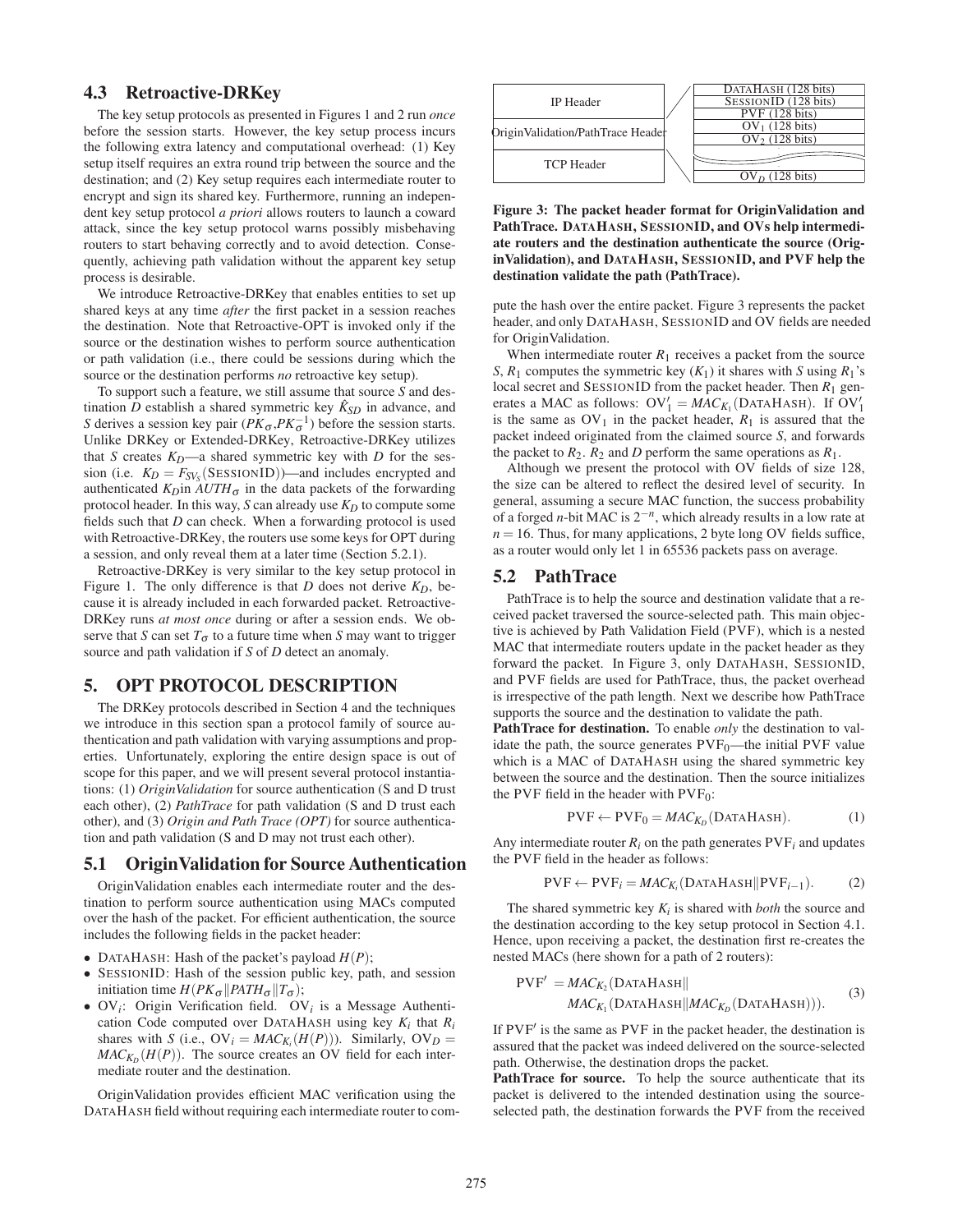### 4.3 Retroactive-DRKey

The key setup protocols as presented in Figures 1 and 2 run *once* before the session starts. However, the key setup process incurs the following extra latency and computational overhead: (1) Key setup itself requires an extra round trip between the source and the destination; and (2) Key setup requires each intermediate router to encrypt and sign its shared key. Furthermore, running an independent key setup protocol *a priori* allows routers to launch a coward attack, since the key setup protocol warns possibly misbehaving routers to start behaving correctly and to avoid detection. Consequently, achieving path validation without the apparent key setup process is desirable.

We introduce Retroactive-DRKey that enables entities to set up shared keys at any time *after* the first packet in a session reaches the destination. Note that Retroactive-OPT is invoked only if the source or the destination wishes to perform source authentication or path validation (i.e., there could be sessions during which the source or the destination performs *no* retroactive key setup).

To support such a feature, we still assume that source $S$ and destination $D$ establish a shared symmetric key $\hat{K}_{SD}$ in advance, and $S$ derives a session key pair ($PK_\sigma$,$PK_\sigma^{-1}$) before the session starts. Unlike DRKey or Extended-DRKey, Retroactive-DRKey utilizes that $S$ creates $K_D$—a shared symmetric key with $D$ for the session (i.e. $K_D = F_{SV_S}$(SESSIONID))—and includes encrypted and authenticated $K_D$in $AUTH_\sigma$ in the data packets of the forwarding protocol header. In this way, $S$ can already use $K_D$ to compute some fields such that $D$ can check. When a forwarding protocol is used with Retroactive-DRKey, the routers use some keys for OPT during a session, and only reveal them at a later time (Section 5.2.1).

Retroactive-DRKey is very similar to the key setup protocol in Figure 1. The only difference is that $D$ does not derive $K_D$, because it is already included in each forwarded packet. Retroactive-DRKey runs *at most once* during or after a session ends. We observe that $S$ can set $T_\sigma$ to a future time when $S$ may want to trigger source and path validation if $S$ of $D$ detect an anomaly.

## 5. OPT PROTOCOL DESCRIPTION

The DRKey protocols described in Section 4 and the techniques we introduce in this section span a protocol family of source authentication and path validation with varying assumptions and properties. Unfortunately, exploring the entire design space is out of scope for this paper, and we will present several protocol instantiations: (1) *OriginValidation* for source authentication (S and D trust each other), (2) *PathTrace* for path validation (S and D trust each other), and (3) *Origin and Path Trace (OPT)* for source authentication and path validation (S and D may not trust each other).

### 5.1 OriginValidation for Source Authentication

OriginValidation enables each intermediate router and the destination to perform source authentication using MACs computed over the hash of the packet. For efficient authentication, the source includes the following fields in the packet header:

- DATAHASH: Hash of the packet's payload $H(P)$;
- SESSIONID: Hash of the session public key, path, and session initiation time $H(PK_\sigma \| PATH_\sigma \| T_\sigma)$;
- $OV_i$: Origin Verification field. $OV_i$ is a Message Authentication Code computed over DATAHASH using key $K_i$ that $R_i$ shares with $S$ (i.e., $OV_i = MAC_{K_i}(H(P))$). Similarly, $OV_D = MAC_{K_D}(H(P))$. The source creates an OV field for each intermediate router and the destination.

OriginValidation provides efficient MAC verification using the DATAHASH field without requiring each intermediate router to compute the hash over the entire packet. Figure 3 represents the packet header, and only DATAHASH, SESSIONID and OV fields are needed for OriginValidation.

| | |
|---|---|
| IP Header | DATAHASH (128 bits) |
| | SESSIONID (128 bits) |
| OriginValidation/PathTrace Header | PVF (128 bits) |
| | $OV_1$ (128 bits) |
| | $OV_2$ (128 bits) |
| TCP Header | ... |
| | $OV_D$ (128 bits) |

**Figure 3: The packet header format for OriginValidation and PathTrace. DATAHASH, SESSIONID, and OVs help intermediate routers and the destination authenticate the source (OriginValidation), and DATAHASH, SESSIONID, and PVF help the destination validate the path (PathTrace).**

When intermediate router $R_1$ receives a packet from the source $S$, $R_1$ computes the symmetric key ($K_1$) it shares with $S$ using $R_1$'s local secret and SESSIONID from the packet header. Then $R_1$ generates a MAC as follows: $OV_1' = MAC_{K_1}$(DATAHASH). If $OV_1'$ is the same as $OV_1$ in the packet header, $R_1$ is assured that the packet indeed originated from the claimed source $S$, and forwards the packet to $R_2$. $R_2$ and $D$ perform the same operations as $R_1$.

Although we present the protocol with OV fields of size 128, the size can be altered to reflect the desired level of security. In general, assuming a secure MAC function, the success probability of a forged $n$-bit MAC is $2^{-n}$, which already results in a low rate at $n = 16$. Thus, for many applications, 2 byte long OV fields suffice, as a router would only let 1 in 65536 packets pass on average.

### 5.2 PathTrace

PathTrace is to help the source and destination validate that a received packet traversed the source-selected path. This main objective is achieved by Path Validation Field (PVF), which is a nested MAC that intermediate routers update in the packet header as they forward the packet. In Figure 3, only DATAHASH, SESSIONID, and PVF fields are used for PathTrace, thus, the packet overhead is irrespective of the path length. Next we describe how PathTrace supports the source and the destination to validate the path.

**PathTrace for destination.** To enable *only* the destination to validate the path, the source generates $PVF_0$—the initial PVF value which is a MAC of DATAHASH using the shared symmetric key between the source and the destination. Then the source initializes the PVF field in the header with $PVF_0$:

$$\text{PVF} \leftarrow \text{PVF}_0 = MAC_{K_D}(\text{DATAHASH}). \tag{1}$$

Any intermediate router $R_i$ on the path generates $PVF_i$ and updates the PVF field in the header as follows:

$$\text{PVF} \leftarrow \text{PVF}_i = MAC_{K_i}(\text{DATAHASH} \| \text{PVF}_{i-1}). \tag{2}$$

The shared symmetric key $K_i$ is shared with *both* the source and the destination according to the key setup protocol in Section 4.1. Hence, upon receiving a packet, the destination first re-creates the nested MACs (here shown for a path of 2 routers):

$$\begin{aligned}\text{PVF}' &= MAC_{K_2}(\text{DATAHASH} \| \\ &\quad MAC_{K_1}(\text{DATAHASH} \| MAC_{K_D}(\text{DATAHASH}))).\end{aligned} \tag{3}$$

If $\text{PVF}'$ is the same as PVF in the packet header, the destination is assured that the packet was indeed delivered on the source-selected path. Otherwise, the destination drops the packet.

**PathTrace for source.** To help the source authenticate that its packet is delivered to the intended destination using the source-selected path, the destination forwards the PVF from the received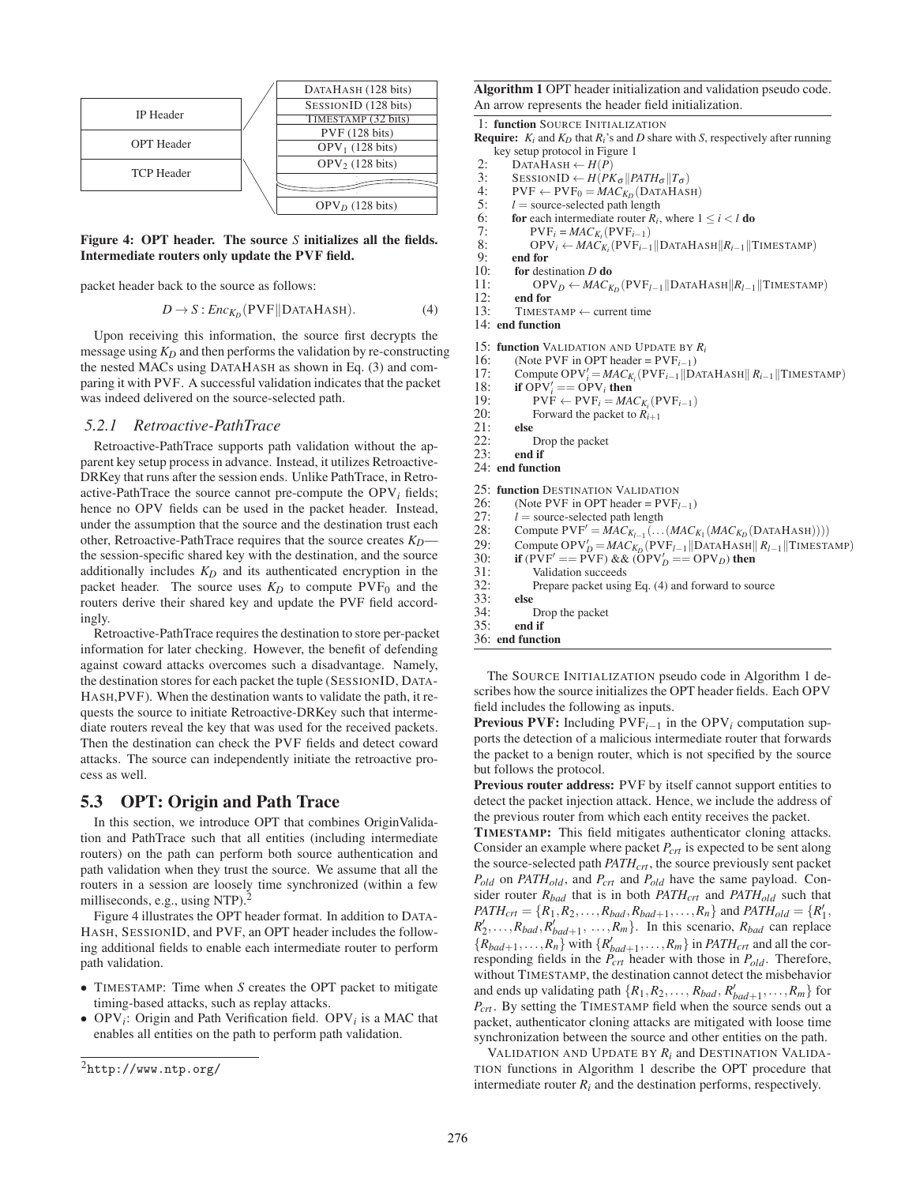| |
|---|
| IP Header |
| OPT Header |
| TCP Header |

| |
|---|
| DataHash (128 bits) |
| SessionID (128 bits) |
| Timestamp (32 bits) |
| PVF (128 bits) |
| $OPV_1$ (128 bits) |
| $OPV_2$ (128 bits) |
| ... |
| $OPV_D$ (128 bits) |

**Figure 4: OPT header. The source *S* initializes all the fields. Intermediate routers only update the PVF field.**

packet header back to the source as follows:

$$D \rightarrow S : Enc_{K_D}(\text{PVF} \| \text{DataHash}). \tag{4}$$

Upon receiving this information, the source first decrypts the message using $K_D$ and then performs the validation by re-constructing the nested MACs using DataHash as shown in Eq. (3) and comparing it with PVF. A successful validation indicates that the packet was indeed delivered on the source-selected path.

### 5.2.1 Retroactive-PathTrace

Retroactive-PathTrace supports path validation without the apparent key setup process in advance. Instead, it utilizes Retroactive-DRKey that runs after the session ends. Unlike PathTrace, in Retroactive-PathTrace the source cannot pre-compute the $\text{OPV}_i$ fields; hence no OPV fields can be used in the packet header. Instead, under the assumption that the source and the destination trust each other, Retroactive-PathTrace requires that the source creates $K_D$—the session-specific shared key with the destination, and the source additionally includes $K_D$ and its authenticated encryption in the packet header. The source uses $K_D$ to compute $\text{PVF}_0$ and the routers derive their shared key and update the PVF field accordingly.

Retroactive-PathTrace requires the destination to store per-packet information for later checking. However, the benefit of defending against coward attacks overcomes such a disadvantage. Namely, the destination stores for each packet the tuple (SessionID, DataHash,PVF). When the destination wants to validate the path, it requests the source to initiate Retroactive-DRKey such that intermediate routers reveal the key that was used for the received packets. Then the destination can check the PVF fields and detect coward attacks. The source can independently initiate the retroactive process as well.

## 5.3 OPT: Origin and Path Trace

In this section, we introduce OPT that combines OriginValidation and PathTrace such that all entities (including intermediate routers) on the path can perform both source authentication and path validation when they trust the source. We assume that all the routers in a session are loosely time synchronized (within a few milliseconds, e.g., using NTP).[2]

Figure 4 illustrates the OPT header format. In addition to DataHash, SessionID, and PVF, an OPT header includes the following additional fields to enable each intermediate router to perform path validation.

- Timestamp: Time when *S* creates the OPT packet to mitigate timing-based attacks, such as replay attacks.
- $\text{OPV}_i$: Origin and Path Verification field. $\text{OPV}_i$ is a MAC that enables all entities on the path to perform path validation.

[2] http://www.ntp.org/

**Algorithm 1** OPT header initialization and validation pseudo code. An arrow represents the header field initialization.

```
1: function Source Initialization
Require: K_i and K_D that R_i's and D share with S, respectively after running
   key setup protocol in Figure 1
2:   DataHash ← H(P)
3:   SessionID ← H(PK_σ || PATH_σ || T_σ)
4:   PVF ← PVF_0 = MAC_{K_D}(DataHash)
5:   l = source-selected path length
6:   for each intermediate router R_i, where 1 ≤ i < l do
7:     PVF_i = MAC_{K_i}(PVF_{i-1})
8:     OPV_i ← MAC_{K_i}(PVF_{i-1} || DataHash || R_{i-1} || Timestamp)
9:   end for
10:  for destination D do
11:    OPV_D ← MAC_{K_D}(PVF_{l-1} || DataHash || R_{l-1} || Timestamp)
12:  end for
13:  Timestamp ← current time
14: end function

15: function Validation and Update by R_i
16:   (Note PVF in OPT header = PVF_{i-1})
17:   Compute OPV'_i = MAC_{K_i}(PVF_{i-1} || DataHash || R_{i-1} || Timestamp)
18:   if OPV'_i == OPV_i then
19:     PVF ← PVF_i = MAC_{K_i}(PVF_{i-1})
20:     Forward the packet to R_{i+1}
21:   else
22:     Drop the packet
23:   end if
24: end function

25: function Destination Validation
26:   (Note PVF in OPT header = PVF_{l-1})
27:   l = source-selected path length
28:   Compute PVF' = MAC_{K_{l-1}}(... (MAC_{K_1}(MAC_{K_D}(DataHash))))
29:   Compute OPV'_D = MAC_{K_D}(PVF_{l-1} || DataHash || R_{l-1} || Timestamp)
30:   if (PVF' == PVF) && (OPV'_D == OPV_D) then
31:     Validation succeeds
32:     Prepare packet using Eq. (4) and forward to source
33:   else
34:     Drop the packet
35:   end if
36: end function
```

The Source Initialization pseudo code in Algorithm 1 describes how the source initializes the OPT header fields. Each OPV field includes the following as inputs.

**Previous PVF:** Including $\text{PVF}_{i-1}$ in the $\text{OPV}_i$ computation supports the detection of a malicious intermediate router that forwards the packet to a benign router, which is not specified by the source but follows the protocol.

**Previous router address:** PVF by itself cannot support entities to detect the packet injection attack. Hence, we include the address of the previous router from which each entity receives the packet.

**Timestamp:** This field mitigates authenticator cloning attacks. Consider an example where packet $P_{crt}$ is expected to be sent along the source-selected path $PATH_{crt}$, the source previously sent packet $P_{old}$ on $PATH_{old}$, and $P_{crt}$ and $P_{old}$ have the same payload. Consider router $R_{bad}$ that is in both $PATH_{crt}$ and $PATH_{old}$ such that $PATH_{crt} = \{R_1, R_2, \dots, R_{bad}, R_{bad+1}, \dots, R_n\}$ and $PATH_{old} = \{R'_1, R'_2, \dots, R_{bad}, R'_{bad+1}, \dots, R_m\}$. In this scenario, $R_{bad}$ can replace $\{R_{bad+1}, \dots, R_n\}$ with $\{R'_{bad+1}, \dots, R_m\}$ in $PATH_{crt}$ and all the corresponding fields in the $P_{crt}$ header with those in $P_{old}$. Therefore, without Timestamp, the destination cannot detect the misbehavior and ends up validating path $\{R_1, R_2, \dots, R_{bad}, R'_{bad+1}, \dots, R_m\}$ for $P_{crt}$. By setting the Timestamp field when the source sends out a packet, authenticator cloning attacks are mitigated with loose time synchronization between the source and other entities on the path.

Validation and Update by $R_i$ and Destination Validation functions in Algorithm 1 describe the OPT procedure that intermediate router $R_i$ and the destination performs, respectively.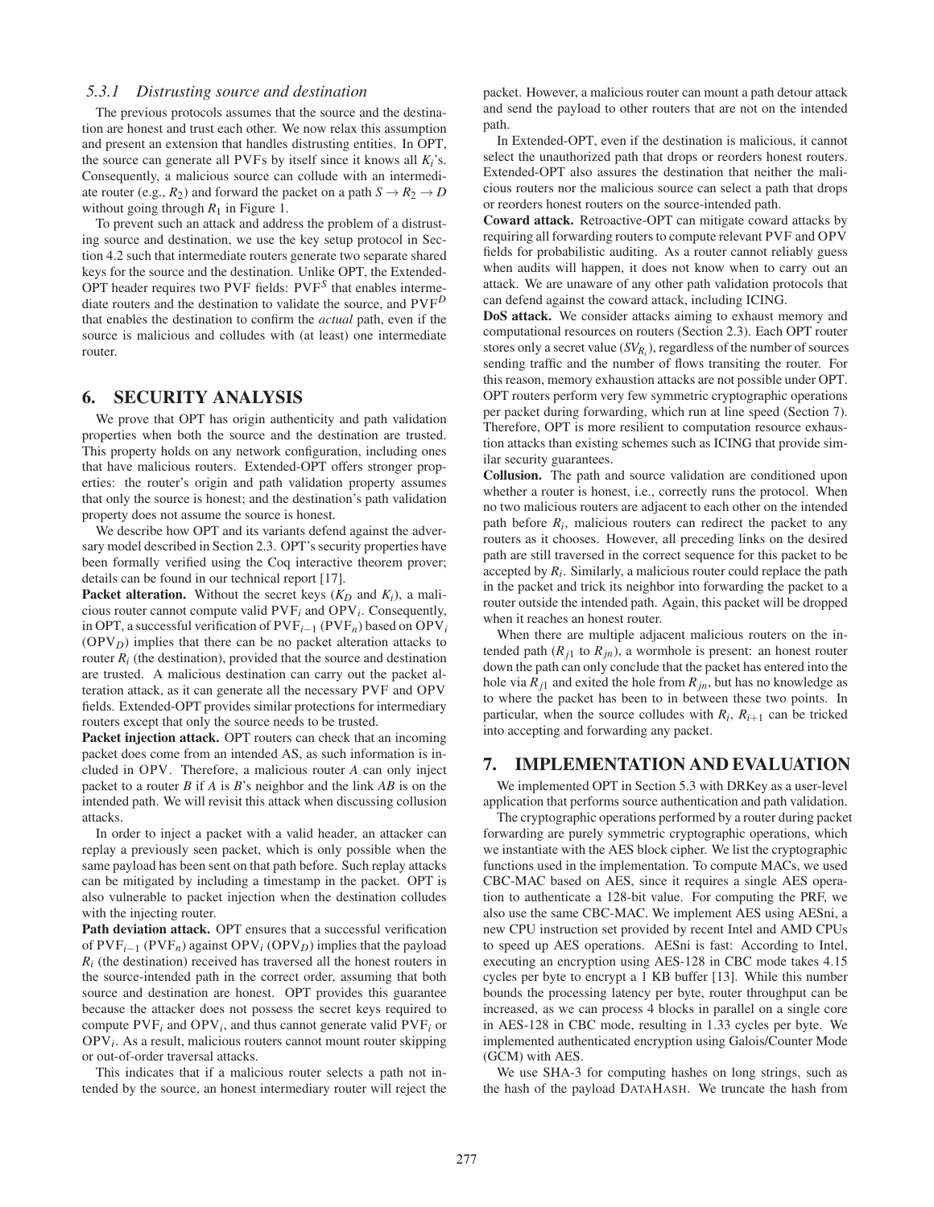### 5.3.1 Distrusting source and destination

The previous protocols assumes that the source and the destination are honest and trust each other. We now relax this assumption and present an extension that handles distrusting entities. In OPT, the source can generate all PVFs by itself since it knows all $K_i$'s. Consequently, a malicious source can collude with an intermediate router (e.g., $R_2$) and forward the packet on a path $S \rightarrow R_2 \rightarrow D$ without going through $R_1$ in Figure 1.

To prevent such an attack and address the problem of a distrusting source and destination, we use the key setup protocol in Section 4.2 such that intermediate routers generate two separate shared keys for the source and the destination. Unlike OPT, the Extended-OPT header requires two PVF fields: $\text{PVF}^S$ that enables intermediate routers and the destination to validate the source, and $\text{PVF}^D$ that enables the destination to confirm the *actual* path, even if the source is malicious and colludes with (at least) one intermediate router.

## 6. SECURITY ANALYSIS

We prove that OPT has origin authenticity and path validation properties when both the source and the destination are trusted. This property holds on any network configuration, including ones that have malicious routers. Extended-OPT offers stronger properties: the router's origin and path validation property assumes that only the source is honest; and the destination's path validation property does not assume the source is honest.

We describe how OPT and its variants defend against the adversary model described in Section 2.3. OPT's security properties have been formally verified using the Coq interactive theorem prover; details can be found in our technical report [17].

**Packet alteration.** Without the secret keys ($K_D$ and $K_i$), a malicious router cannot compute valid $\text{PVF}_i$ and $\text{OPV}_i$. Consequently, in OPT, a successful verification of $\text{PVF}_{i-1}$ ($\text{PVF}_n$) based on $\text{OPV}_i$ ($\text{OPV}_D$) implies that there can be no packet alteration attacks to router $R_i$ (the destination), provided that the source and destination are trusted. A malicious destination can carry out the packet alteration attack, as it can generate all the necessary PVF and OPV fields. Extended-OPT provides similar protections for intermediary routers except that only the source needs to be trusted.

**Packet injection attack.** OPT routers can check that an incoming packet does come from an intended AS, as such information is included in OPV. Therefore, a malicious router $A$ can only inject packet to a router $B$ if $A$ is $B$'s neighbor and the link $AB$ is on the intended path. We will revisit this attack when discussing collusion attacks.

In order to inject a packet with a valid header, an attacker can replay a previously seen packet, which is only possible when the same payload has been sent on that path before. Such replay attacks can be mitigated by including a timestamp in the packet. OPT is also vulnerable to packet injection when the destination colludes with the injecting router.

**Path deviation attack.** OPT ensures that a successful verification of $\text{PVF}_{i-1}$ ($\text{PVF}_n$) against $\text{OPV}_i$ ($\text{OPV}_D$) implies that the payload $R_i$ (the destination) received has traversed all the honest routers in the source-intended path in the correct order, assuming that both source and destination are honest. OPT provides this guarantee because the attacker does not possess the secret keys required to compute $\text{PVF}_i$ and $\text{OPV}_i$, and thus cannot generate valid $\text{PVF}_i$ or $\text{OPV}_i$. As a result, malicious routers cannot mount router skipping or out-of-order traversal attacks.

This indicates that if a malicious router selects a path not intended by the source, an honest intermediary router will reject the packet. However, a malicious router can mount a path detour attack and send the payload to other routers that are not on the intended path.

In Extended-OPT, even if the destination is malicious, it cannot select the unauthorized path that drops or reorders honest routers. Extended-OPT also assures the destination that neither the malicious routers nor the malicious source can select a path that drops or reorders honest routers on the source-intended path.

**Coward attack.** Retroactive-OPT can mitigate coward attacks by requiring all forwarding routers to compute relevant PVF and OPV fields for probabilistic auditing. As a router cannot reliably guess when audits will happen, it does not know when to carry out an attack. We are unaware of any other path validation protocols that can defend against the coward attack, including ICING.

**DoS attack.** We consider attacks aiming to exhaust memory and computational resources on routers (Section 2.3). Each OPT router stores only a secret value ($SV_{R_i}$), regardless of the number of sources sending traffic and the number of flows transiting the router. For this reason, memory exhaustion attacks are not possible under OPT. OPT routers perform very few symmetric cryptographic operations per packet during forwarding, which run at line speed (Section 7). Therefore, OPT is more resilient to computation resource exhaustion attacks than existing schemes such as ICING that provide similar security guarantees.

**Collusion.** The path and source validation are conditioned upon whether a router is honest, i.e., correctly runs the protocol. When no two malicious routers are adjacent to each other on the intended path before $R_i$, malicious routers can redirect the packet to any routers as it chooses. However, all preceding links on the desired path are still traversed in the correct sequence for this packet to be accepted by $R_i$. Similarly, a malicious router could replace the path in the packet and trick its neighbor into forwarding the packet to a router outside the intended path. Again, this packet will be dropped when it reaches an honest router.

When there are multiple adjacent malicious routers on the intended path ($R_{j1}$ to $R_{jn}$), a wormhole is present: an honest router down the path can only conclude that the packet has entered into the hole via $R_{j1}$ and exited the hole from $R_{jn}$, but has no knowledge as to where the packet has been to in between these two points. In particular, when the source colludes with $R_i$, $R_{i+1}$ can be tricked into accepting and forwarding any packet.

## 7. IMPLEMENTATION AND EVALUATION

We implemented OPT in Section 5.3 with DRKey as a user-level application that performs source authentication and path validation.

The cryptographic operations performed by a router during packet forwarding are purely symmetric cryptographic operations, which we instantiate with the AES block cipher. We list the cryptographic functions used in the implementation. To compute MACs, we used CBC-MAC based on AES, since it requires a single AES operation to authenticate a 128-bit value. For computing the PRF, we also use the same CBC-MAC. We implement AES using AESni, a new CPU instruction set provided by recent Intel and AMD CPUs to speed up AES operations. AESni is fast: According to Intel, executing an encryption using AES-128 in CBC mode takes 4.15 cycles per byte to encrypt a 1 KB buffer [13]. While this number bounds the processing latency per byte, router throughput can be increased, as we can process 4 blocks in parallel on a single core in AES-128 in CBC mode, resulting in 1.33 cycles per byte. We implemented authenticated encryption using Galois/Counter Mode (GCM) with AES.

We use SHA-3 for computing hashes on long strings, such as the hash of the payload DATAHASH. We truncate the hash from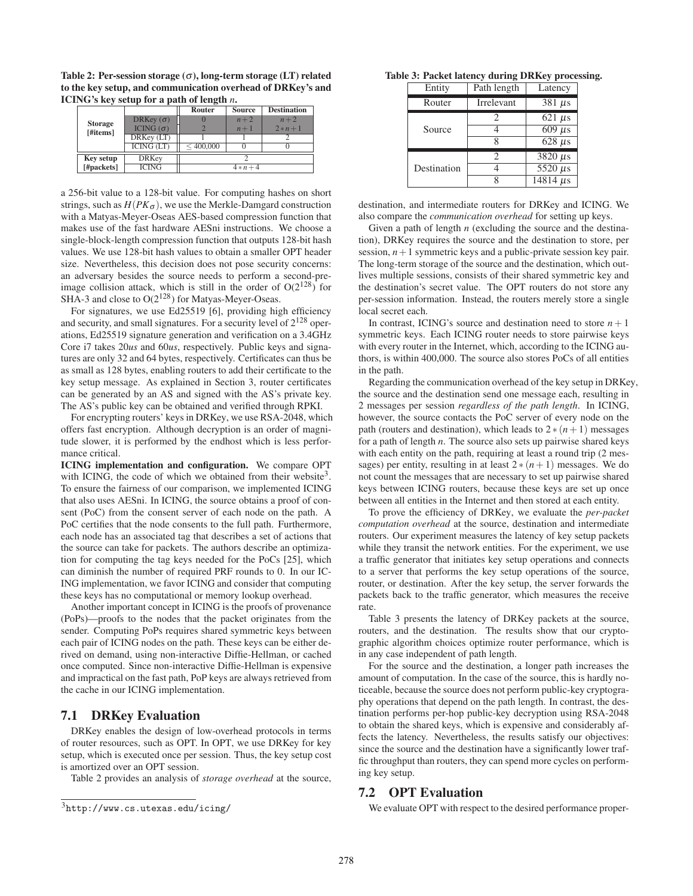**Table 2: Per-session storage ($\sigma$), long-term storage (LT) related to the key setup, and communication overhead of DRKey's and ICING's key setup for a path of length $n$.**

| | | Router | Source | Destination |
|---|---|---|---|---|
| Storage [#items] | DRKey ($\sigma$) | 0 | $n+2$ | $n+2$ |
| | ICING ($\sigma$) | 2 | $n+1$ | $2*n+1$ |
| | DRKey (LT) | 1 | 1 | 2 |
| | ICING (LT) | $\leq 400{,}000$ | 0 | 0 |
| Key setup [#packets] | DRKey | 2 | | |
| | ICING | $4*n+4$ | | |

a 256-bit value to a 128-bit value. For computing hashes on short strings, such as $H(PK_\sigma)$, we use the Merkle-Damgard construction with a Matyas-Meyer-Oseas AES-based compression function that makes use of the fast hardware AESni instructions. We choose a single-block-length compression function that outputs 128-bit hash values. We use 128-bit hash values to obtain a smaller OPT header size. Nevertheless, this decision does not pose security concerns: an adversary besides the source needs to perform a second-preimage collision attack, which is still in the order of $O(2^{128})$ for SHA-3 and close to $O(2^{128})$ for Matyas-Meyer-Oseas.

For signatures, we use Ed25519 [6], providing high efficiency and security, and small signatures. For a security level of $2^{128}$ operations, Ed25519 signature generation and verification on a 3.4GHz Core i7 takes 20*us* and 60*us*, respectively. Public keys and signatures are only 32 and 64 bytes, respectively. Certificates can thus be as small as 128 bytes, enabling routers to add their certificate to the key setup message. As explained in Section 3, router certificates can be generated by an AS and signed with the AS's private key. The AS's public key can be obtained and verified through RPKI.

For encrypting routers' keys in DRKey, we use RSA-2048, which offers fast encryption. Although decryption is an order of magnitude slower, it is performed by the endhost which is less performance critical.

**ICING implementation and configuration.** We compare OPT with ICING, the code of which we obtained from their website[3]. To ensure the fairness of our comparison, we implemented ICING that also uses AESni. In ICING, the source obtains a proof of consent (PoC) from the consent server of each node on the path. A PoC certifies that the node consents to the full path. Furthermore, each node has an associated tag that describes a set of actions that the source can take for packets. The authors describe an optimization for computing the tag keys needed for the PoCs [25], which can diminish the number of required PRF rounds to 0. In our ICING implementation, we favor ICING and consider that computing these keys has no computational or memory lookup overhead.

Another important concept in ICING is the proofs of provenance (PoPs)—proofs to the nodes that the packet originates from the sender. Computing PoPs requires shared symmetric keys between each pair of ICING nodes on the path. These keys can be either derived on demand, using non-interactive Diffie-Hellman, or cached once computed. Since non-interactive Diffie-Hellman is expensive and impractical on the fast path, PoP keys are always retrieved from the cache in our ICING implementation.

## 7.1 DRKey Evaluation

DRKey enables the design of low-overhead protocols in terms of router resources, such as OPT. In OPT, we use DRKey for key setup, which is executed once per session. Thus, the key setup cost is amortized over an OPT session.

Table 2 provides an analysis of *storage overhead* at the source, destination, and intermediate routers for DRKey and ICING. We also compare the *communication overhead* for setting up keys.

Given a path of length $n$ (excluding the source and the destination), DRKey requires the source and the destination to store, per session, $n+1$ symmetric keys and a public-private session key pair. The long-term storage of the source and the destination, which outlives multiple sessions, consists of their shared symmetric key and the destination's secret value. The OPT routers do not store any per-session information. Instead, the routers merely store a single local secret each.

In contrast, ICING's source and destination need to store $n+1$ symmetric keys. Each ICING router needs to store pairwise keys with every router in the Internet, which, according to the ICING authors, is within 400,000. The source also stores PoCs of all entities in the path.

Regarding the communication overhead of the key setup in DRKey, the source and the destination send one message each, resulting in 2 messages per session *regardless of the path length*. In ICING, however, the source contacts the PoC server of every node on the path (routers and destination), which leads to $2*(n+1)$ messages for a path of length $n$. The source also sets up pairwise shared keys with each entity on the path, requiring at least a round trip (2 messages) per entity, resulting in at least $2*(n+1)$ messages. We do not count the messages that are necessary to set up pairwise shared keys between ICING routers, because these keys are set up once between all entities in the Internet and then stored at each entity.

To prove the efficiency of DRKey, we evaluate the *per-packet computation overhead* at the source, destination and intermediate routers. Our experiment measures the latency of key setup packets while they transit the network entities. For the experiment, we use a traffic generator that initiates key setup operations and connects to a server that performs the key setup operations of the source, router, or destination. After the key setup, the server forwards the packets back to the traffic generator, which measures the receive rate.

**Table 3: Packet latency during DRKey processing.**

| Entity | Path length | Latency |
|---|---|---|
| Router | Irrelevant | 381 $\mu$s |
| Source | 2 | 621 $\mu$s |
| | 4 | 609 $\mu$s |
| | 8 | 628 $\mu$s |
| Destination | 2 | 3820 $\mu$s |
| | 4 | 5520 $\mu$s |
| | 8 | 14814 $\mu$s |

Table 3 presents the latency of DRKey packets at the source, routers, and the destination. The results show that our cryptographic algorithm choices optimize router performance, which is in any case independent of path length.

For the source and the destination, a longer path increases the amount of computation. In the case of the source, this is hardly noticeable, because the source does not perform public-key cryptography operations that depend on the path length. In contrast, the destination performs per-hop public-key decryption using RSA-2048 to obtain the shared keys, which is expensive and considerably affects the latency. Nevertheless, the results satisfy our objectives: since the source and the destination have a significantly lower traffic throughput than routers, they can spend more cycles on performing key setup.

## 7.2 OPT Evaluation

We evaluate OPT with respect to the desired performance proper-

[3] http://www.cs.utexas.edu/icing/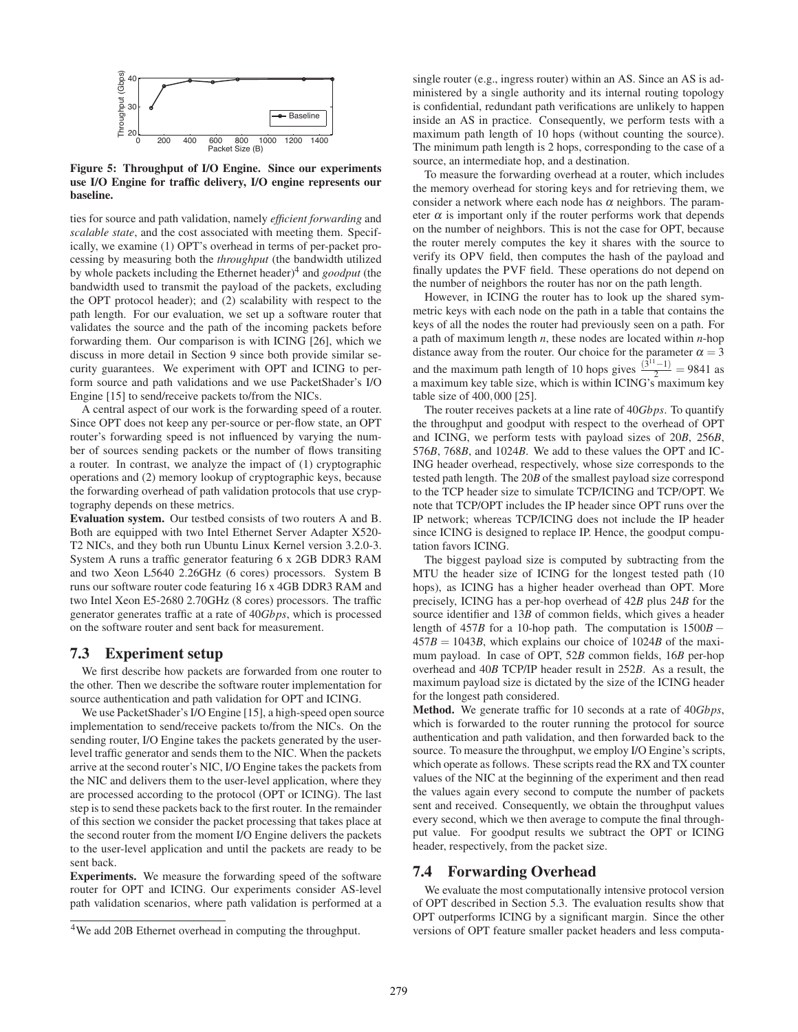Figure 5: Throughput of I/O Engine. Since our experiments use I/O Engine for traffic delivery, I/O engine represents our baseline.

ties for source and path validation, namely *efficient forwarding* and *scalable state*, and the cost associated with meeting them. Specifically, we examine (1) OPT's overhead in terms of per-packet processing by measuring both the *throughput* (the bandwidth utilized by whole packets including the Ethernet header)[4] and *goodput* (the bandwidth used to transmit the payload of the packets, excluding the OPT protocol header); and (2) scalability with respect to the path length. For our evaluation, we set up a software router that validates the source and the path of the incoming packets before forwarding them. Our comparison is with ICING [26], which we discuss in more detail in Section 9 since both provide similar security guarantees. We experiment with OPT and ICING to perform source and path validations and we use PacketShader's I/O Engine [15] to send/receive packets to/from the NICs.

A central aspect of our work is the forwarding speed of a router. Since OPT does not keep any per-source or per-flow state, an OPT router's forwarding speed is not influenced by varying the number of sources sending packets or the number of flows transiting a router. In contrast, we analyze the impact of (1) cryptographic operations and (2) memory lookup of cryptographic keys, because the forwarding overhead of path validation protocols that use cryptography depends on these metrics.

**Evaluation system.** Our testbed consists of two routers A and B. Both are equipped with two Intel Ethernet Server Adapter X520-T2 NICs, and they both run Ubuntu Linux Kernel version 3.2.0-3. System A runs a traffic generator featuring 6 x 2GB DDR3 RAM and two Xeon L5640 2.26GHz (6 cores) processors. System B runs our software router code featuring 16 x 4GB DDR3 RAM and two Intel Xeon E5-2680 2.70GHz (8 cores) processors. The traffic generator generates traffic at a rate of 40*Gbps*, which is processed on the software router and sent back for measurement.

## 7.3 Experiment setup

We first describe how packets are forwarded from one router to the other. Then we describe the software router implementation for source authentication and path validation for OPT and ICING.

We use PacketShader's I/O Engine [15], a high-speed open source implementation to send/receive packets to/from the NICs. On the sending router, I/O Engine takes the packets generated by the user-level traffic generator and sends them to the NIC. When the packets arrive at the second router's NIC, I/O Engine takes the packets from the NIC and delivers them to the user-level application, where they are processed according to the protocol (OPT or ICING). The last step is to send these packets back to the first router. In the remainder of this section we consider the packet processing that takes place at the second router from the moment I/O Engine delivers the packets to the user-level application and until the packets are ready to be sent back.

**Experiments.** We measure the forwarding speed of the software router for OPT and ICING. Our experiments consider AS-level path validation scenarios, where path validation is performed at a single router (e.g., ingress router) within an AS. Since an AS is administered by a single authority and its internal routing topology is confidential, redundant path verifications are unlikely to happen inside an AS in practice. Consequently, we perform tests with a maximum path length of 10 hops (without counting the source). The minimum path length is 2 hops, corresponding to the case of a source, an intermediate hop, and a destination.

To measure the forwarding overhead at a router, which includes the memory overhead for storing keys and for retrieving them, we consider a network where each node has $\alpha$ neighbors. The parameter $\alpha$ is important only if the router performs work that depends on the number of neighbors. This is not the case for OPT, because the router merely computes the key it shares with the source to verify its OPV field, then computes the hash of the payload and finally updates the PVF field. These operations do not depend on the number of neighbors the router has nor on the path length.

However, in ICING the router has to look up the shared symmetric keys with each node on the path in a table that contains the keys of all the nodes the router had previously seen on a path. For a path of maximum length $n$, these nodes are located within $n$-hop distance away from the router. Our choice for the parameter $\alpha = 3$ and the maximum path length of 10 hops gives $\frac{(3^{11}-1)}{2} = 9841$ as a maximum key table size, which is within ICING's maximum key table size of $400,000$ [25].

The router receives packets at a line rate of 40*Gbps*. To quantify the throughput and goodput with respect to the overhead of OPT and ICING, we perform tests with payload sizes of 20*B*, 256*B*, 576*B*, 768*B*, and 1024*B*. We add to these values the OPT and ICING header overhead, respectively, whose size corresponds to the tested path length. The 20*B* of the smallest payload size correspond to the TCP header size to simulate TCP/ICING and TCP/OPT. We note that TCP/OPT includes the IP header since OPT runs over the IP network; whereas TCP/ICING does not include the IP header since ICING is designed to replace IP. Hence, the goodput computation favors ICING.

The biggest payload size is computed by subtracting from the MTU the header size of ICING for the longest tested path (10 hops), as ICING has a higher header overhead than OPT. More precisely, ICING has a per-hop overhead of 42*B* plus 24*B* for the source identifier and 13*B* of common fields, which gives a header length of 457*B* for a 10-hop path. The computation is $1500B - 457B = 1043B$, which explains our choice of 1024*B* of the maximum payload. In case of OPT, 52*B* common fields, 16*B* per-hop overhead and 40*B* TCP/IP header result in 252*B*. As a result, the maximum payload size is dictated by the size of the ICING header for the longest path considered.

**Method.** We generate traffic for 10 seconds at a rate of 40*Gbps*, which is forwarded to the router running the protocol for source authentication and path validation, and then forwarded back to the source. To measure the throughput, we employ I/O Engine's scripts, which operate as follows. These scripts read the RX and TX counter values of the NIC at the beginning of the experiment and then read the values again every second to compute the number of packets sent and received. Consequently, we obtain the throughput values every second, which we then average to compute the final throughput value. For goodput results we subtract the OPT or ICING header, respectively, from the packet size.

## 7.4 Forwarding Overhead

We evaluate the most computationally intensive protocol version of OPT described in Section 5.3. The evaluation results show that OPT outperforms ICING by a significant margin. Since the other versions of OPT feature smaller packet headers and less computa-

[4] We add 20B Ethernet overhead in computing the throughput.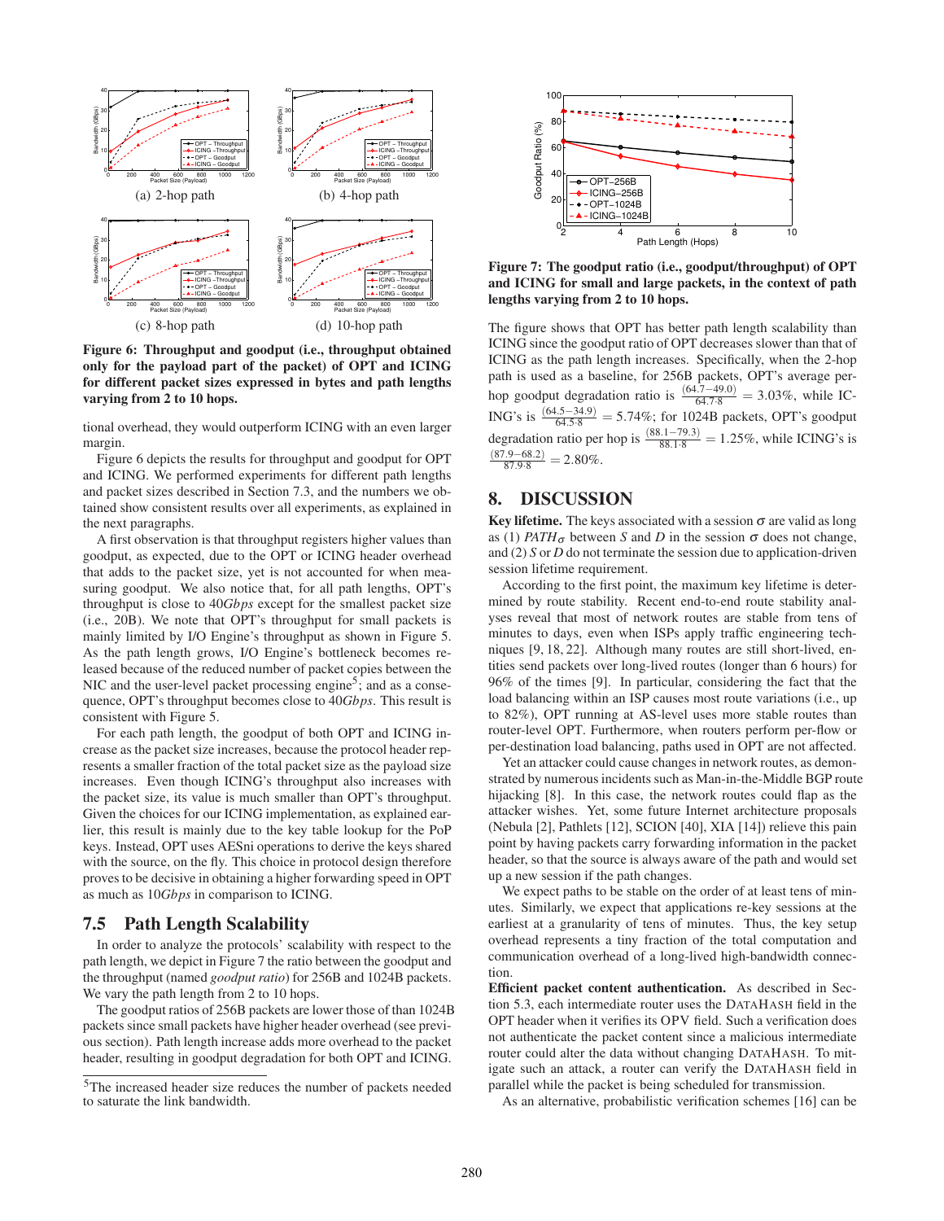(a) 2-hop path

(b) 4-hop path

(c) 8-hop path

(d) 10-hop path

**Figure 6: Throughput and goodput (i.e., throughput obtained only for the payload part of the packet) of OPT and ICING for different packet sizes expressed in bytes and path lengths varying from 2 to 10 hops.**

tional overhead, they would outperform ICING with an even larger margin.

Figure 6 depicts the results for throughput and goodput for OPT and ICING. We performed experiments for different path lengths and packet sizes described in Section 7.3, and the numbers we obtained show consistent results over all experiments, as explained in the next paragraphs.

A first observation is that throughput registers higher values than goodput, as expected, due to the OPT or ICING header overhead that adds to the packet size, yet is not accounted for when measuring goodput. We also notice that, for all path lengths, OPT's throughput is close to 40*Gbps* except for the smallest packet size (i.e., 20B). We note that OPT's throughput for small packets is mainly limited by I/O Engine's throughput as shown in Figure 5. As the path length grows, I/O Engine's bottleneck becomes released because of the reduced number of packet copies between the NIC and the user-level packet processing engine[5]; and as a consequence, OPT's throughput becomes close to 40*Gbps*. This result is consistent with Figure 5.

For each path length, the goodput of both OPT and ICING increase as the packet size increases, because the protocol header represents a smaller fraction of the total packet size as the payload size increases. Even though ICING's throughput also increases with the packet size, its value is much smaller than OPT's throughput. Given the choices for our ICING implementation, as explained earlier, this result is mainly due to the key table lookup for the PoP keys. Instead, OPT uses AESni operations to derive the keys shared with the source, on the fly. This choice in protocol design therefore proves to be decisive in obtaining a higher forwarding speed in OPT as much as 10*Gbps* in comparison to ICING.

## 7.5 Path Length Scalability

In order to analyze the protocols' scalability with respect to the path length, we depict in Figure 7 the ratio between the goodput and the throughput (named *goodput ratio*) for 256B and 1024B packets. We vary the path length from 2 to 10 hops.

The goodput ratios of 256B packets are lower those of than 1024B packets since small packets have higher header overhead (see previous section). Path length increase adds more overhead to the packet header, resulting in goodput degradation for both OPT and ICING.

[5] The increased header size reduces the number of packets needed to saturate the link bandwidth.

**Figure 7: The goodput ratio (i.e., goodput/throughput) of OPT and ICING for small and large packets, in the context of path lengths varying from 2 to 10 hops.**

The figure shows that OPT has better path length scalability than ICING since the goodput ratio of OPT decreases slower than that of ICING as the path length increases. Specifically, when the 2-hop path is used as a baseline, for 256B packets, OPT's average per-hop goodput degradation ratio is $\frac{(64.7-49.0)}{64.7\cdot 8} = 3.03\%$, while ICING's is $\frac{(64.5-34.9)}{64.5\cdot 8} = 5.74\%$; for 1024B packets, OPT's goodput degradation ratio per hop is $\frac{(88.1-79.3)}{88.1\cdot 8} = 1.25\%$, while ICING's is $\frac{(87.9-68.2)}{87.9\cdot 8} = 2.80\%$.

# 8. DISCUSSION

**Key lifetime.** The keys associated with a session $\sigma$ are valid as long as (1) $PATH_\sigma$ between $S$ and $D$ in the session $\sigma$ does not change, and (2) $S$ or $D$ do not terminate the session due to application-driven session lifetime requirement.

According to the first point, the maximum key lifetime is determined by route stability. Recent end-to-end route stability analyses reveal that most of network routes are stable from tens of minutes to days, even when ISPs apply traffic engineering techniques [9, 18, 22]. Although many routes are still short-lived, entities send packets over long-lived routes (longer than 6 hours) for 96% of the times [9]. In particular, considering the fact that the load balancing within an ISP causes most route variations (i.e., up to 82%), OPT running at AS-level uses more stable routes than router-level OPT. Furthermore, when routers perform per-flow or per-destination load balancing, paths used in OPT are not affected.

Yet an attacker could cause changes in network routes, as demonstrated by numerous incidents such as Man-in-the-Middle BGP route hijacking [8]. In this case, the network routes could flap as the attacker wishes. Yet, some future Internet architecture proposals (Nebula [2], Pathlets [12], SCION [40], XIA [14]) relieve this pain point by having packets carry forwarding information in the packet header, so that the source is always aware of the path and would set up a new session if the path changes.

We expect paths to be stable on the order of at least tens of minutes. Similarly, we expect that applications re-key sessions at the earliest at a granularity of tens of minutes. Thus, the key setup overhead represents a tiny fraction of the total computation and communication overhead of a long-lived high-bandwidth connection.

**Efficient packet content authentication.** As described in Section 5.3, each intermediate router uses the DataHash field in the OPT header when it verifies its OPV field. Such a verification does not authenticate the packet content since a malicious intermediate router could alter the data without changing DataHash. To mitigate such an attack, a router can verify the DataHash field in parallel while the packet is being scheduled for transmission.

As an alternative, probabilistic verification schemes [16] can be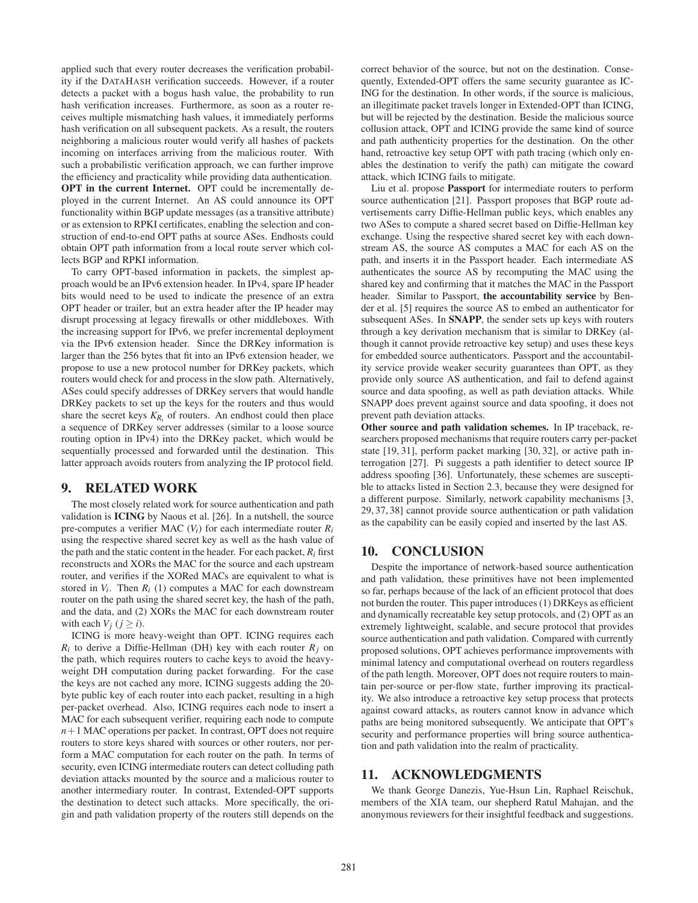applied such that every router decreases the verification probability if the DATAHASH verification succeeds. However, if a router detects a packet with a bogus hash value, the probability to run hash verification increases. Furthermore, as soon as a router receives multiple mismatching hash values, it immediately performs hash verification on all subsequent packets. As a result, the routers neighboring a malicious router would verify all hashes of packets incoming on interfaces arriving from the malicious router. With such a probabilistic verification approach, we can further improve the efficiency and practicality while providing data authentication.

**OPT in the current Internet.** OPT could be incrementally deployed in the current Internet. An AS could announce its OPT functionality within BGP update messages (as a transitive attribute) or as extension to RPKI certificates, enabling the selection and construction of end-to-end OPT paths at source ASes. Endhosts could obtain OPT path information from a local route server which collects BGP and RPKI information.

To carry OPT-based information in packets, the simplest approach would be an IPv6 extension header. In IPv4, spare IP header bits would need to be used to indicate the presence of an extra OPT header or trailer, but an extra header after the IP header may disrupt processing at legacy firewalls or other middleboxes. With the increasing support for IPv6, we prefer incremental deployment via the IPv6 extension header. Since the DRKey information is larger than the 256 bytes that fit into an IPv6 extension header, we propose to use a new protocol number for DRKey packets, which routers would check for and process in the slow path. Alternatively, ASes could specify addresses of DRKey servers that would handle DRKey packets to set up the keys for the routers and thus would share the secret keys $K_{R_i}$ of routers. An endhost could then place a sequence of DRKey server addresses (similar to a loose source routing option in IPv4) into the DRKey packet, which would be sequentially processed and forwarded until the destination. This latter approach avoids routers from analyzing the IP protocol field.

## 9. RELATED WORK

The most closely related work for source authentication and path validation is **ICING** by Naous et al. [26]. In a nutshell, the source pre-computes a verifier MAC ($V_i$) for each intermediate router $R_i$ using the respective shared secret key as well as the hash value of the path and the static content in the header. For each packet, $R_i$ first reconstructs and XORs the MAC for the source and each upstream router, and verifies if the XORed MACs are equivalent to what is stored in $V_i$. Then $R_i$ (1) computes a MAC for each downstream router on the path using the shared secret key, the hash of the path, and the data, and (2) XORs the MAC for each downstream router with each $V_j$ ($j \geq i$).

ICING is more heavy-weight than OPT. ICING requires each $R_i$ to derive a Diffie-Hellman (DH) key with each router $R_j$ on the path, which requires routers to cache keys to avoid the heavy-weight DH computation during packet forwarding. For the case the keys are not cached any more, ICING suggests adding the 20-byte public key of each router into each packet, resulting in a high per-packet overhead. Also, ICING requires each node to insert a MAC for each subsequent verifier, requiring each node to compute $n+1$ MAC operations per packet. In contrast, OPT does not require routers to store keys shared with sources or other routers, nor perform a MAC computation for each router on the path. In terms of security, even ICING intermediate routers can detect colluding path deviation attacks mounted by the source and a malicious router to another intermediary router. In contrast, Extended-OPT supports the destination to detect such attacks. More specifically, the origin and path validation property of the routers still depends on the correct behavior of the source, but not on the destination. Consequently, Extended-OPT offers the same security guarantee as ICING for the destination. In other words, if the source is malicious, an illegitimate packet travels longer in Extended-OPT than ICING, but will be rejected by the destination. Beside the malicious source collusion attack, OPT and ICING provide the same kind of source and path authenticity properties for the destination. On the other hand, retroactive key setup OPT with path tracing (which only enables the destination to verify the path) can mitigate the coward attack, which ICING fails to mitigate.

Liu et al. propose **Passport** for intermediate routers to perform source authentication [21]. Passport proposes that BGP route advertisements carry Diffie-Hellman public keys, which enables any two ASes to compute a shared secret based on Diffie-Hellman key exchange. Using the respective shared secret key with each downstream AS, the source AS computes a MAC for each AS on the path, and inserts it in the Passport header. Each intermediate AS authenticates the source AS by recomputing the MAC using the shared key and confirming that it matches the MAC in the Passport header. Similar to Passport, **the accountability service** by Bender et al. [5] requires the source AS to embed an authenticator for subsequent ASes. In **SNAPP**, the sender sets up keys with routers through a key derivation mechanism that is similar to DRKey (although it cannot provide retroactive key setup) and uses these keys for embedded source authenticators. Passport and the accountability service provide weaker security guarantees than OPT, as they provide only source AS authentication, and fail to defend against source and data spoofing, as well as path deviation attacks. While SNAPP does prevent against source and data spoofing, it does not prevent path deviation attacks.

**Other source and path validation schemes.** In IP traceback, researchers proposed mechanisms that require routers carry per-packet state [19, 31], perform packet marking [30, 32], or active path interrogation [27]. Pi suggests a path identifier to detect source IP address spoofing [36]. Unfortunately, these schemes are susceptible to attacks listed in Section 2.3, because they were designed for a different purpose. Similarly, network capability mechanisms [3, 29, 37, 38] cannot provide source authentication or path validation as the capability can be easily copied and inserted by the last AS.

## 10. CONCLUSION

Despite the importance of network-based source authentication and path validation, these primitives have not been implemented so far, perhaps because of the lack of an efficient protocol that does not burden the router. This paper introduces (1) DRKeys as efficient and dynamically recreatable key setup protocols, and (2) OPT as an extremely lightweight, scalable, and secure protocol that provides source authentication and path validation. Compared with currently proposed solutions, OPT achieves performance improvements with minimal latency and computational overhead on routers regardless of the path length. Moreover, OPT does not require routers to maintain per-source or per-flow state, further improving its practicality. We also introduce a retroactive key setup process that protects against coward attacks, as routers cannot know in advance which paths are being monitored subsequently. We anticipate that OPT's security and performance properties will bring source authentication and path validation into the realm of practicality.

## 11. ACKNOWLEDGMENTS

We thank George Danezis, Yue-Hsun Lin, Raphael Reischuk, members of the XIA team, our shepherd Ratul Mahajan, and the anonymous reviewers for their insightful feedback and suggestions.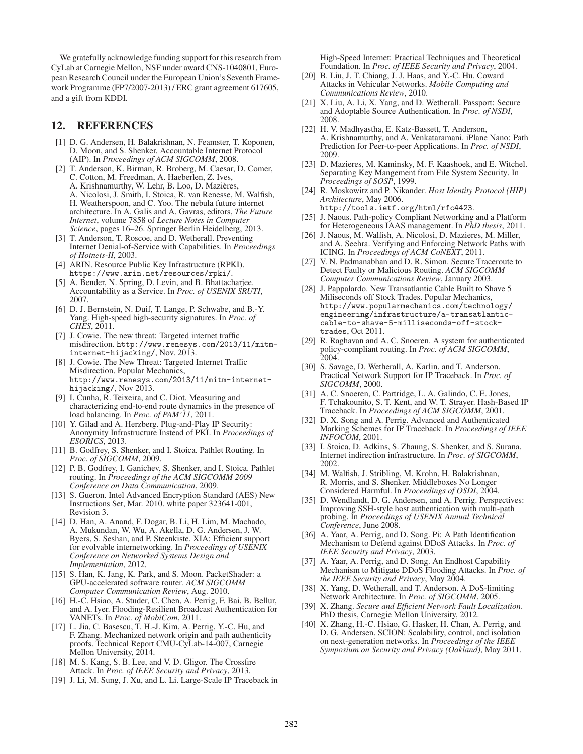We gratefully acknowledge funding support for this research from CyLab at Carnegie Mellon, NSF under award CNS-1040801, European Research Council under the European Union's Seventh Framework Programme (FP7/2007-2013) / ERC grant agreement 617605, and a gift from KDDI.

## 12. REFERENCES

- [1] D. G. Andersen, H. Balakrishnan, N. Feamster, T. Koponen, D. Moon, and S. Shenker. Accountable Internet Protocol (AIP). In *Proceedings of ACM SIGCOMM*, 2008.
- [2] T. Anderson, K. Birman, R. Broberg, M. Caesar, D. Comer, C. Cotton, M. Freedman, A. Haeberlen, Z. Ives, A. Krishnamurthy, W. Lehr, B. Loo, D. Mazières, A. Nicolosi, J. Smith, I. Stoica, R. van Renesse, M. Walfish, H. Weatherspoon, and C. Yoo. The nebula future internet architecture. In A. Galis and A. Gavras, editors, *The Future Internet*, volume 7858 of *Lecture Notes in Computer Science*, pages 16–26. Springer Berlin Heidelberg, 2013.
- [3] T. Anderson, T. Roscoe, and D. Wetherall. Preventing Internet Denial-of-Service with Capabilities. In *Proceedings of Hotnets-II*, 2003.
- [4] ARIN. Resource Public Key Infrastructure (RPKI). https://www.arin.net/resources/rpki/.
- [5] A. Bender, N. Spring, D. Levin, and B. Bhattacharjee. Accountability as a Service. In *Proc. of USENIX SRUTI*, 2007.
- [6] D. J. Bernstein, N. Duif, T. Lange, P. Schwabe, and B.-Y. Yang. High-speed high-security signatures. In *Proc. of CHES*, 2011.
- [7] J. Cowie. The new threat: Targeted internet traffic misdirection. http://www.renesys.com/2013/11/mitm-internet-hijacking/, Nov. 2013.
- [8] J. Cowie. The New Threat: Targeted Internet Traffic Misdirection. Popular Mechanics, http://www.renesys.com/2013/11/mitm-internet-hijacking/, Nov 2013.
- [9] I. Cunha, R. Teixeira, and C. Diot. Measuring and characterizing end-to-end route dynamics in the presence of load balancing. In *Proc. of PAM'11*, 2011.
- [10] Y. Gilad and A. Herzberg. Plug-and-Play IP Security: Anonymity Infrastructure Instead of PKI. In *Proceedings of ESORICS*, 2013.
- [11] B. Godfrey, S. Shenker, and I. Stoica. Pathlet Routing. In *Proc. of SIGCOMM*, 2009.
- [12] P. B. Godfrey, I. Ganichev, S. Shenker, and I. Stoica. Pathlet routing. In *Proceedings of the ACM SIGCOMM 2009 Conference on Data Communication*, 2009.
- [13] S. Gueron. Intel Advanced Encryption Standard (AES) New Instructions Set, Mar. 2010. white paper 323641-001, Revision 3.
- [14] D. Han, A. Anand, F. Dogar, B. Li, H. Lim, M. Machado, A. Mukundan, W. Wu, A. Akella, D. G. Andersen, J. W. Byers, S. Seshan, and P. Steenkiste. XIA: Efficient support for evolvable internetworking. In *Proceedings of USENIX Conference on Networked Systems Design and Implementation*, 2012.
- [15] S. Han, K. Jang, K. Park, and S. Moon. PacketShader: a GPU-accelerated software router. *ACM SIGCOMM Computer Communication Review*, Aug. 2010.
- [16] H.-C. Hsiao, A. Studer, C. Chen, A. Perrig, F. Bai, B. Bellur, and A. Iyer. Flooding-Resilient Broadcast Authentication for VANETs. In *Proc. of MobiCom*, 2011.
- [17] L. Jia, C. Basescu, T. H.-J. Kim, A. Perrig, Y.-C. Hu, and F. Zhang. Mechanized network origin and path authenticity proofs. Technical Report CMU-CyLab-14-007, Carnegie Mellon University, 2014.
- [18] M. S. Kang, S. B. Lee, and V. D. Gligor. The Crossfire Attack. In *Proc. of IEEE Security and Privacy*, 2013.
- [19] J. Li, M. Sung, J. Xu, and L. Li. Large-Scale IP Traceback in High-Speed Internet: Practical Techniques and Theoretical Foundation. In *Proc. of IEEE Security and Privacy*, 2004.
- [20] B. Liu, J. T. Chiang, J. J. Haas, and Y.-C. Hu. Coward Attacks in Vehicular Networks. *Mobile Computing and Communications Review*, 2010.
- [21] X. Liu, A. Li, X. Yang, and D. Wetherall. Passport: Secure and Adoptable Source Authentication. In *Proc. of NSDI*, 2008.
- [22] H. V. Madhyastha, E. Katz-Bassett, T. Anderson, A. Krishnamurthy, and A. Venkataramani. iPlane Nano: Path Prediction for Peer-to-peer Applications. In *Proc. of NSDI*, 2009.
- [23] D. Mazieres, M. Kaminsky, M. F. Kaashoek, and E. Witchel. Separating Key Mangement from File System Security. In *Proceedings of SOSP*, 1999.
- [24] R. Moskowitz and P. Nikander. *Host Identity Protocol (HIP) Architecture*, May 2006. http://tools.ietf.org/html/rfc4423.
- [25] J. Naous. Path-policy Compliant Networking and a Platform for Heterogeneous IAAS management. In *PhD thesis*, 2011.
- [26] J. Naous, M. Walfish, A. Nicolosi, D. Mazieres, M. Miller, and A. Seehra. Verifying and Enforcing Network Paths with ICING. In *Proceedings of ACM CoNEXT*, 2011.
- [27] V. N. Padmanabhan and D. R. Simon. Secure Traceroute to Detect Faulty or Malicious Routing. *ACM SIGCOMM Computer Communications Review*, January 2003.
- [28] J. Pappalardo. New Transatlantic Cable Built to Shave 5 Miliseconds off Stock Trades. Popular Mechanics, http://www.popularmechanics.com/technology/engineering/infrastructure/a-transatlantic-cable-to-shave-5-milliseconds-off-stock-trades, Oct 2011.
- [29] R. Raghavan and A. C. Snoeren. A system for authenticated policy-compliant routing. In *Proc. of ACM SIGCOMM*, 2004.
- [30] S. Savage, D. Wetherall, A. Karlin, and T. Anderson. Practical Network Support for IP Traceback. In *Proc. of SIGCOMM*, 2000.
- [31] A. C. Snoeren, C. Partridge, L. A. Galindo, C. E. Jones, F. Tchakounito, S. T. Kent, and W. T. Strayer. Hash-Based IP Traceback. In *Proceedings of ACM SIGCOMM*, 2001.
- [32] D. X. Song and A. Perrig. Advanced and Authenticated Marking Schemes for IP Traceback. In *Proceedings of IEEE INFOCOM*, 2001.
- [33] I. Stoica, D. Adkins, S. Zhaung, S. Shenker, and S. Surana. Internet indirection infrastructure. In *Proc. of SIGCOMM*, 2002.
- [34] M. Walfish, J. Stribling, M. Krohn, H. Balakrishnan, R. Morris, and S. Shenker. Middleboxes No Longer Considered Harmful. In *Proceedings of OSDI*, 2004.
- [35] D. Wendlandt, D. G. Andersen, and A. Perrig. Perspectives: Improving SSH-style host authentication with multi-path probing. In *Proceedings of USENIX Annual Technical Conference*, June 2008.
- [36] A. Yaar, A. Perrig, and D. Song. Pi: A Path Identification Mechanism to Defend against DDoS Attacks. In *Proc. of IEEE Security and Privacy*, 2003.
- [37] A. Yaar, A. Perrig, and D. Song. An Endhost Capability Mechanism to Mitigate DDoS Flooding Attacks. In *Proc. of the IEEE Security and Privacy*, May 2004.
- [38] X. Yang, D. Wetherall, and T. Anderson. A DoS-limiting Network Architecture. In *Proc. of SIGCOMM*, 2005.
- [39] X. Zhang. *Secure and Efficient Network Fault Localization*. PhD thesis, Carnegie Mellon University, 2012.
- [40] X. Zhang, H.-C. Hsiao, G. Hasker, H. Chan, A. Perrig, and D. G. Andersen. SCION: Scalability, control, and isolation on next-generation networks. In *Proceedings of the IEEE Symposium on Security and Privacy (Oakland)*, May 2011.